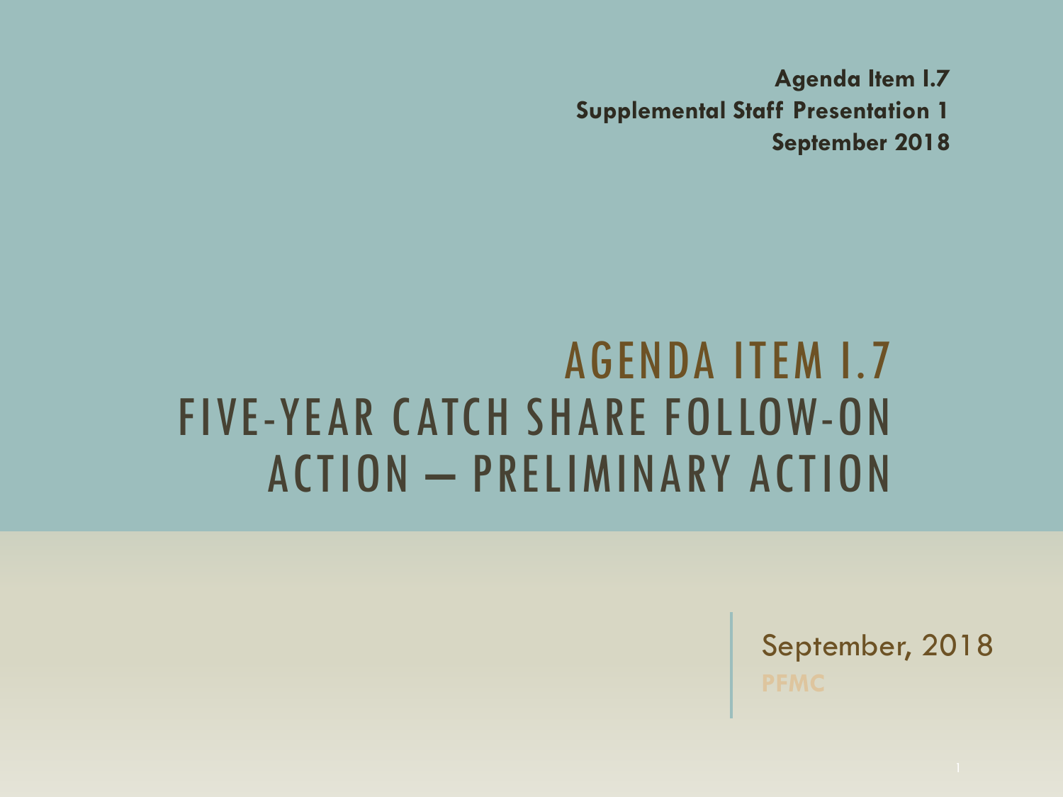**Agenda Item I.7**
**Supplemental Staff Presentation 1**
**September 2018**

# AGENDA ITEM I.7
# FIVE-YEAR CATCH SHARE FOLLOW-ON ACTION – PRELIMINARY ACTION

September, 2018

PFMC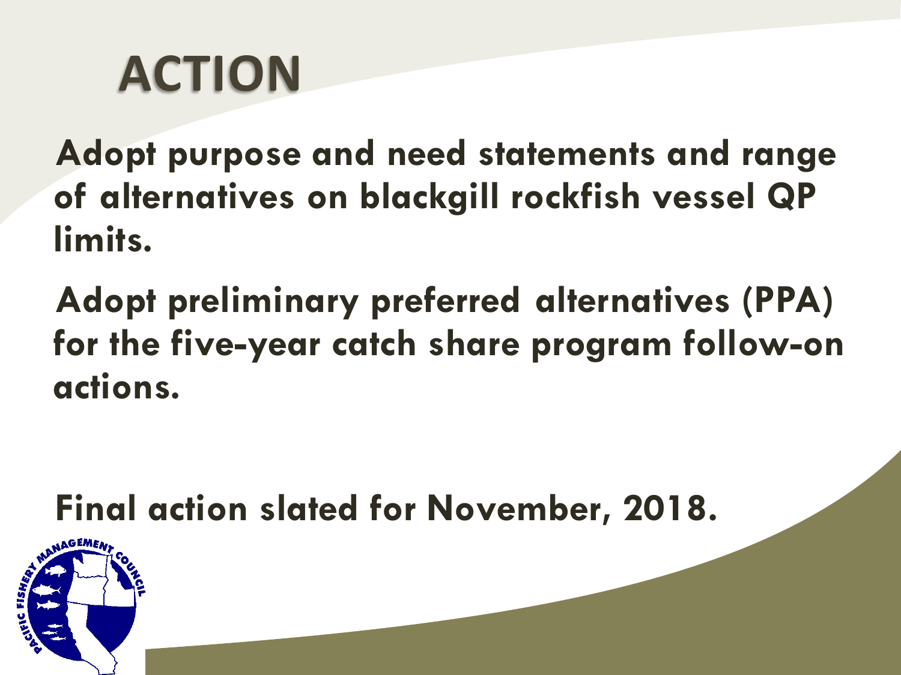# ACTION

Adopt purpose and need statements and range of alternatives on blackgill rockfish vessel QP limits.

Adopt preliminary preferred alternatives (PPA) for the five-year catch share program follow-on actions.

Final action slated for November, 2018.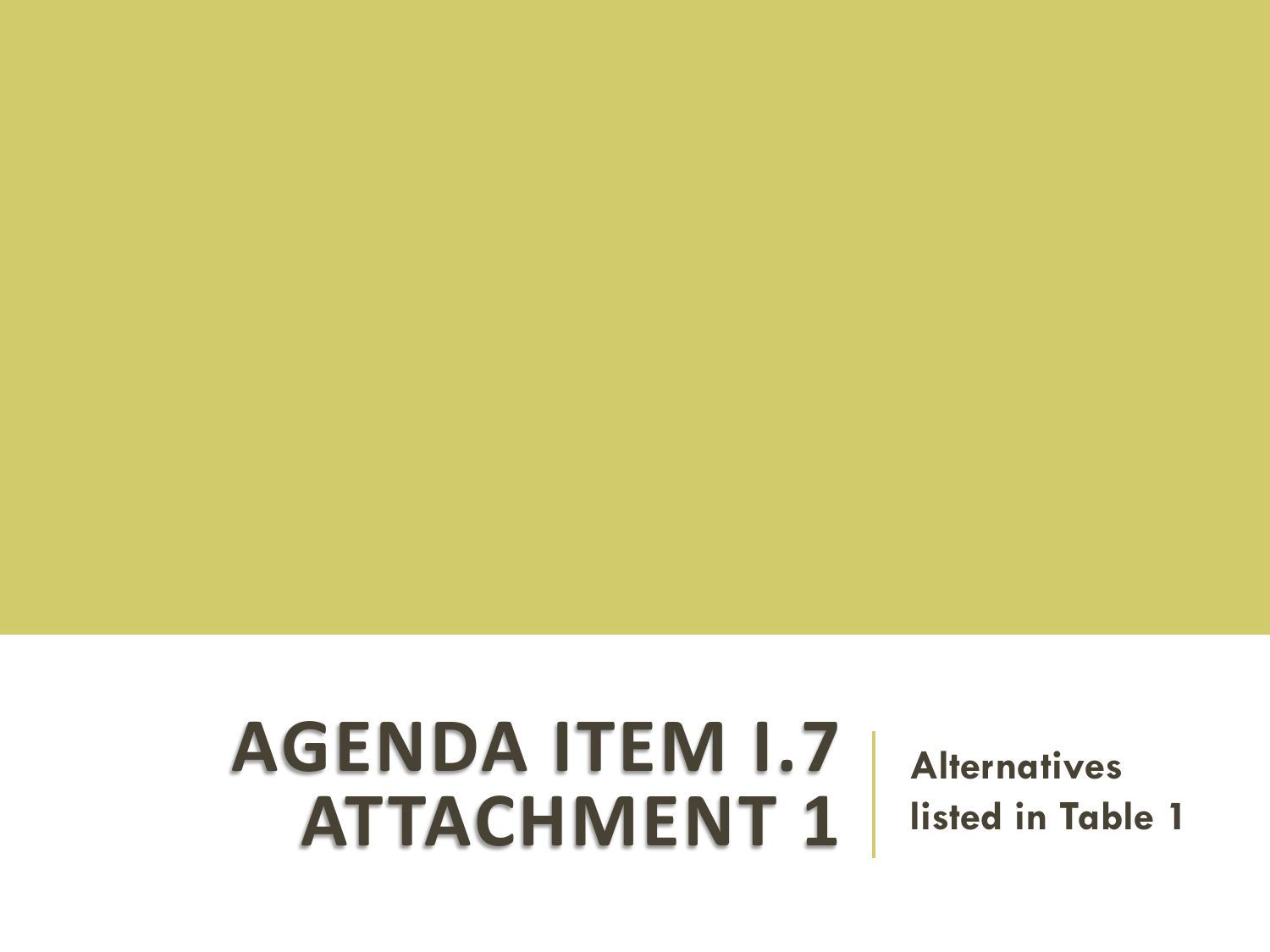# AGENDA ITEM I.7 ATTACHMENT 1

**Alternatives listed in Table 1**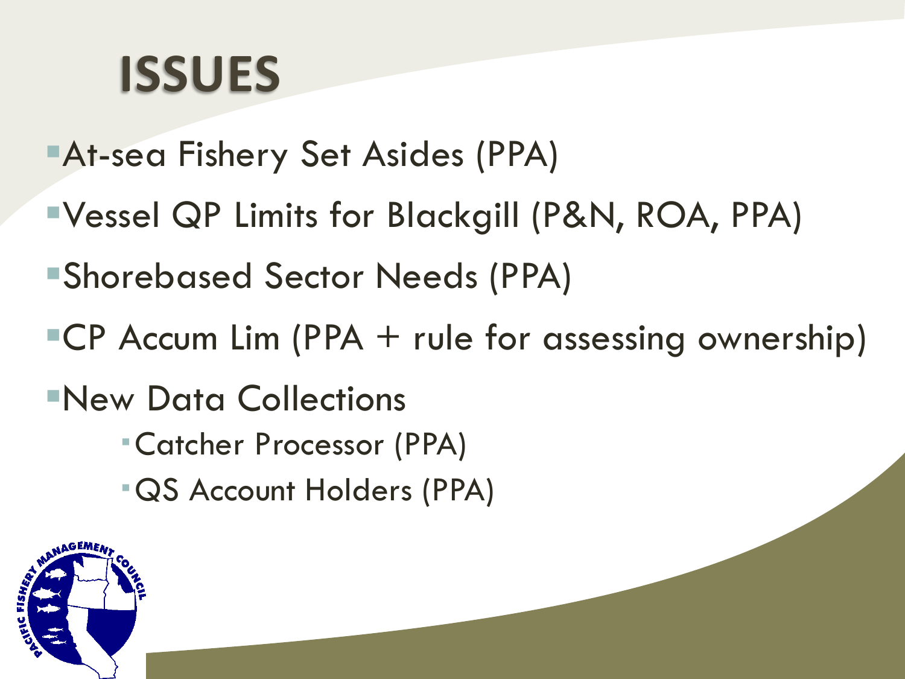# ISSUES

- At-sea Fishery Set Asides (PPA)
- Vessel QP Limits for Blackgill (P&N, ROA, PPA)
- Shorebased Sector Needs (PPA)
- CP Accum Lim (PPA + rule for assessing ownership)
- New Data Collections
  - Catcher Processor (PPA)
  - QS Account Holders (PPA)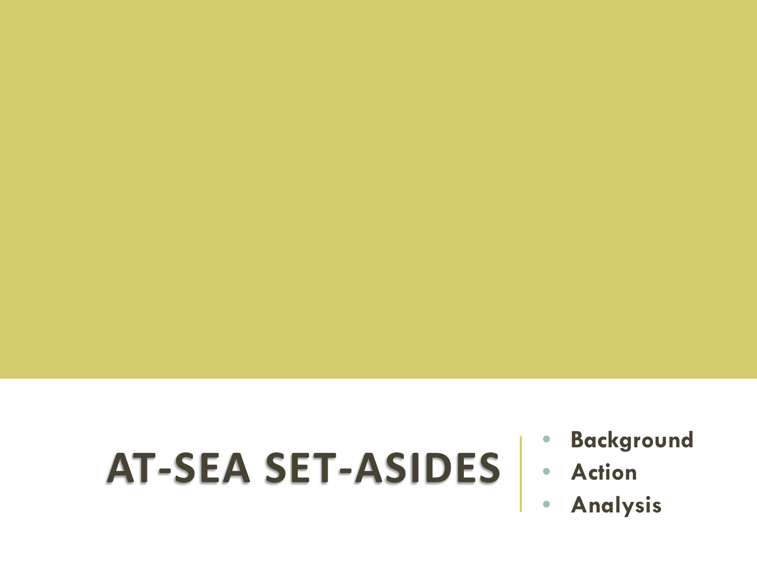# AT-SEA SET-ASIDES

- **Background**
- **Action**
- **Analysis**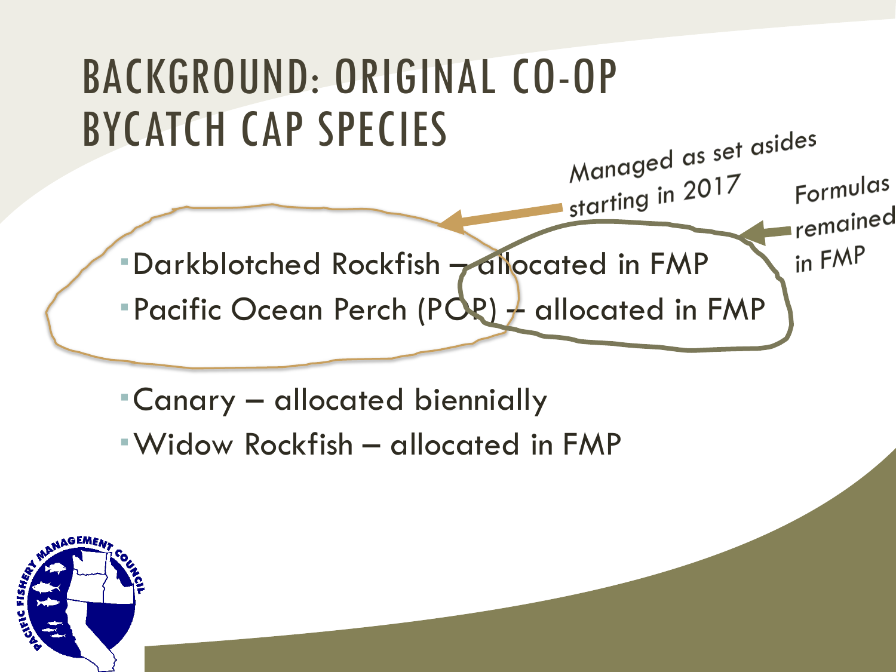# BACKGROUND: ORIGINAL CO-OP BYCATCH CAP SPECIES

*Managed as set asides starting in 2017*

*Formulas remained in FMP*

- Darkblotched Rockfish – allocated in FMP
- Pacific Ocean Perch (POP) – allocated in FMP

- Canary – allocated biennially
- Widow Rockfish – allocated in FMP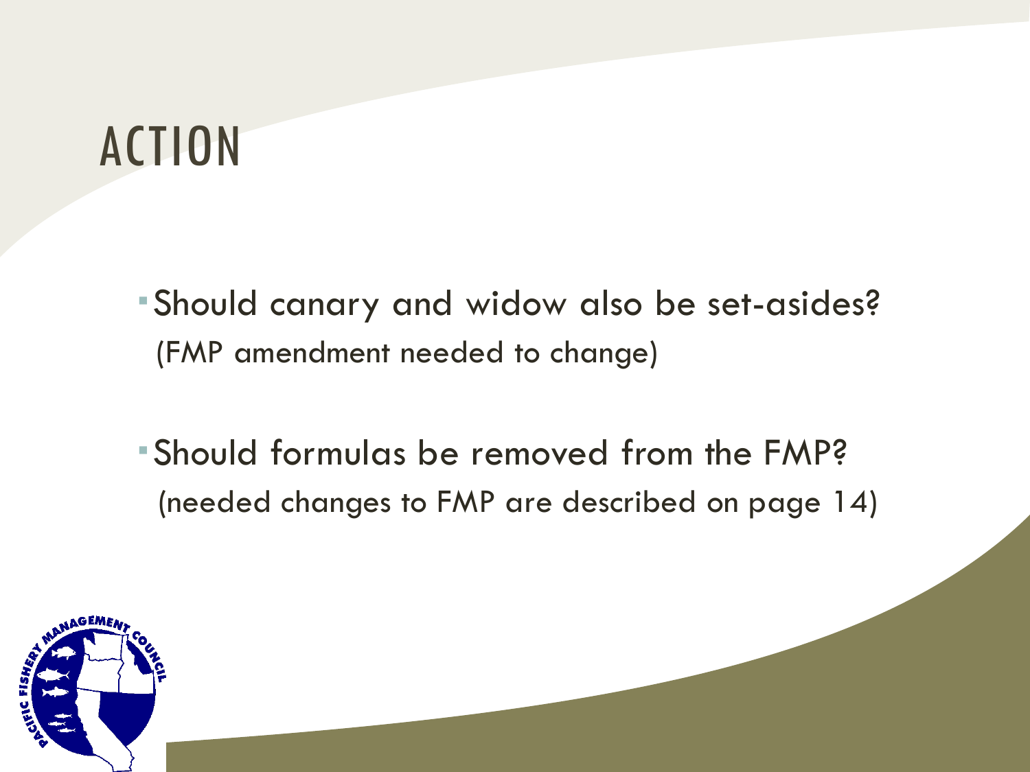# ACTION

- Should canary and widow also be set-asides?
  (FMP amendment needed to change)

- Should formulas be removed from the FMP?
  (needed changes to FMP are described on page 14)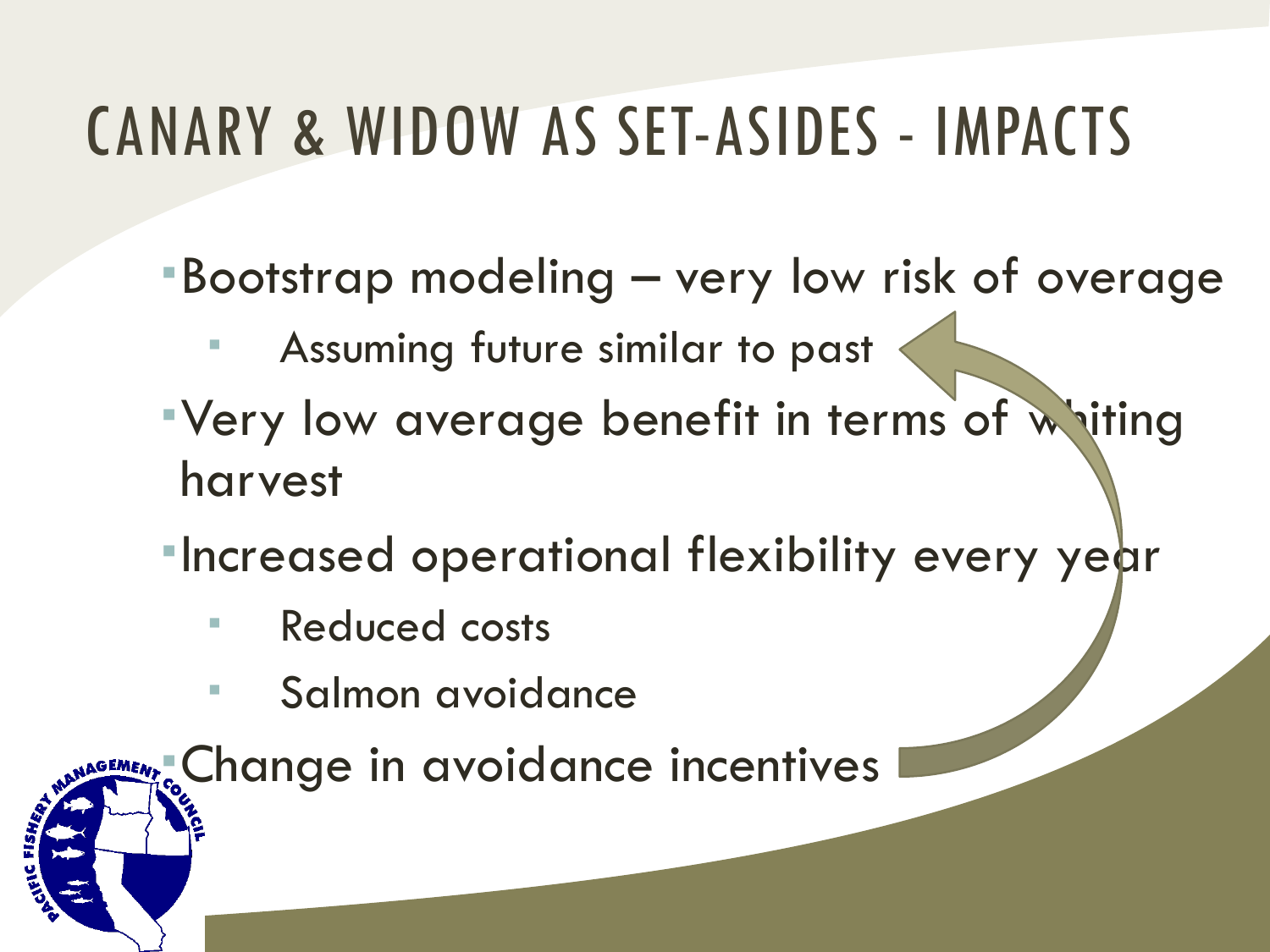# CANARY & WIDOW AS SET-ASIDES - IMPACTS

- Bootstrap modeling – very low risk of overage
  - Assuming future similar to past
- Very low average benefit in terms of whiting harvest
- Increased operational flexibility every year
  - Reduced costs
  - Salmon avoidance
- Change in avoidance incentives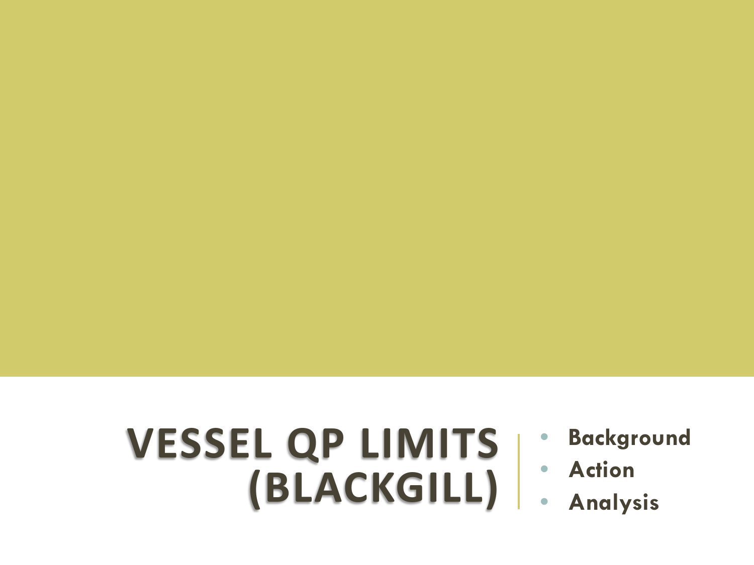# VESSEL QP LIMITS (BLACKGILL)

- Background
- Action
- Analysis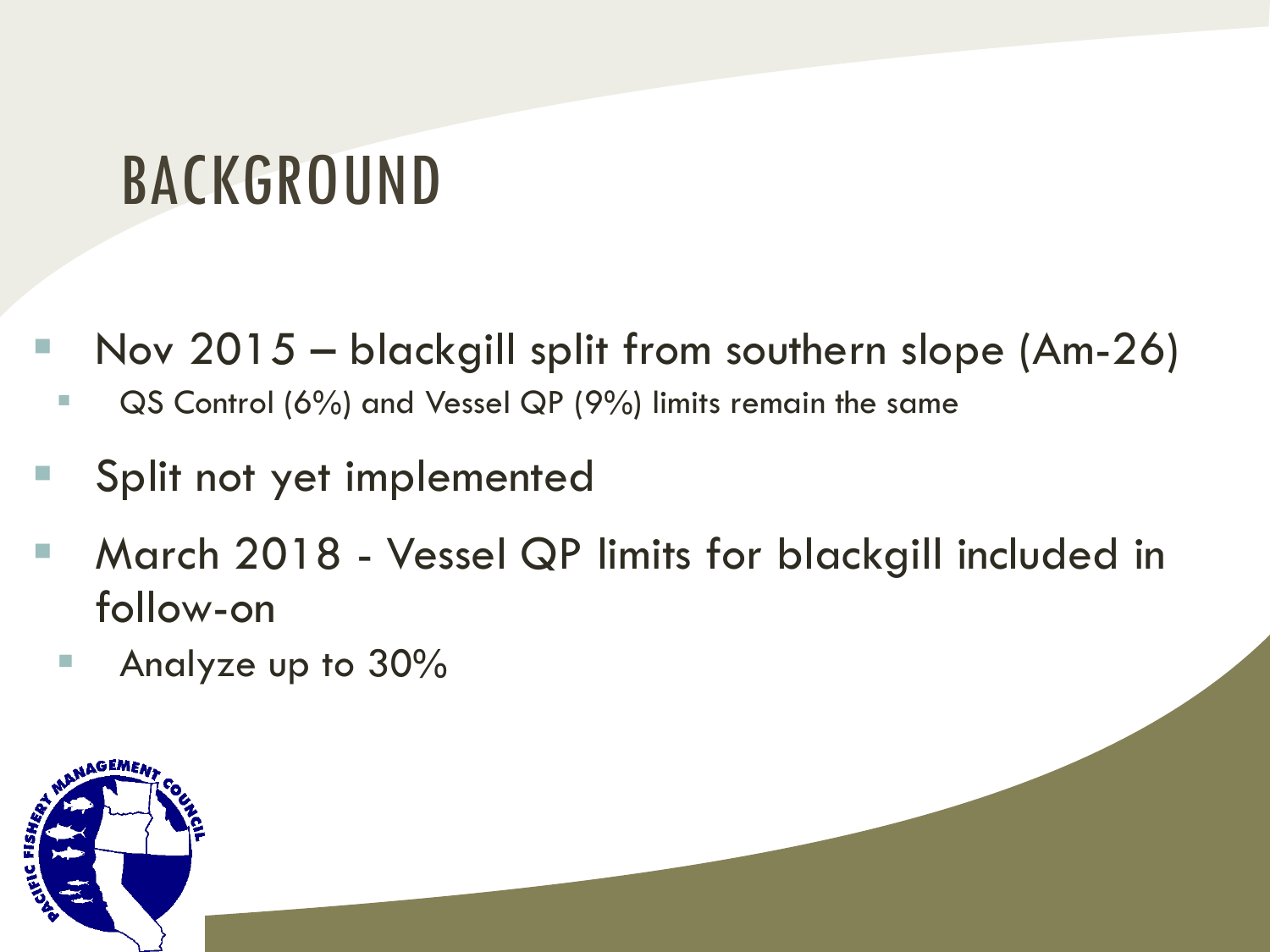# BACKGROUND

- Nov 2015 – blackgill split from southern slope (Am-26)
  - QS Control (6%) and Vessel QP (9%) limits remain the same
- Split not yet implemented
- March 2018 - Vessel QP limits for blackgill included in follow-on
  - Analyze up to 30%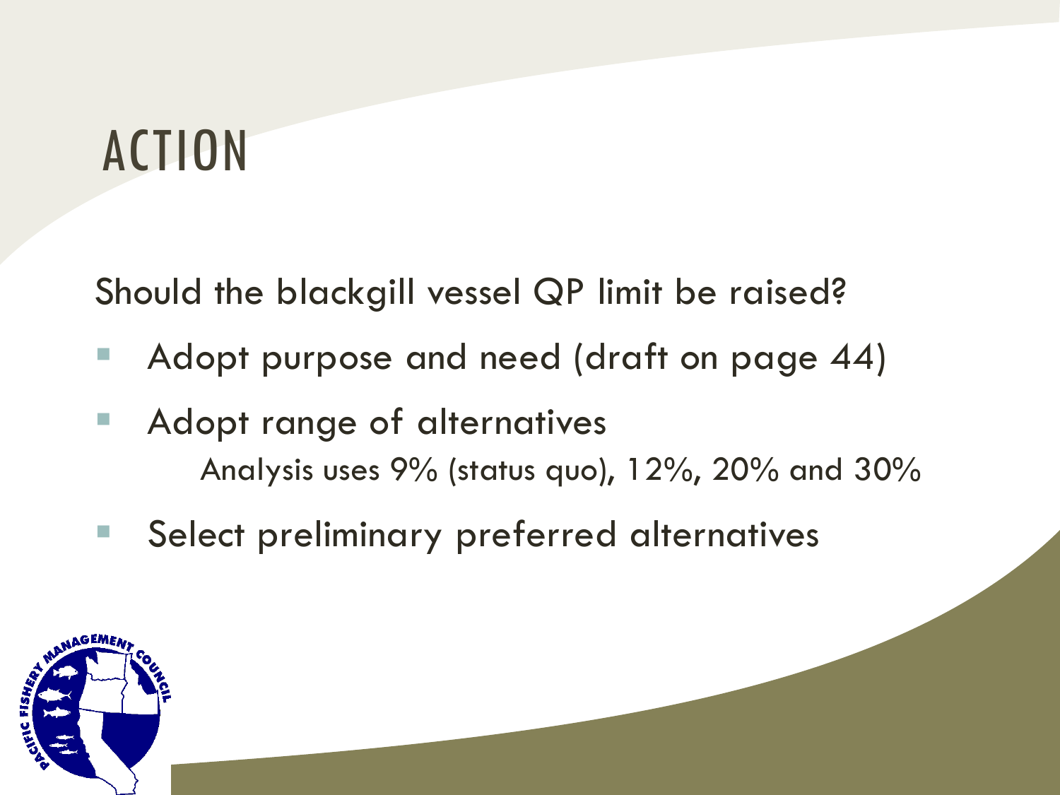# ACTION

Should the blackgill vessel QP limit be raised?

- Adopt purpose and need (draft on page 44)
- Adopt range of alternatives
  - Analysis uses 9% (status quo), 12%, 20% and 30%
- Select preliminary preferred alternatives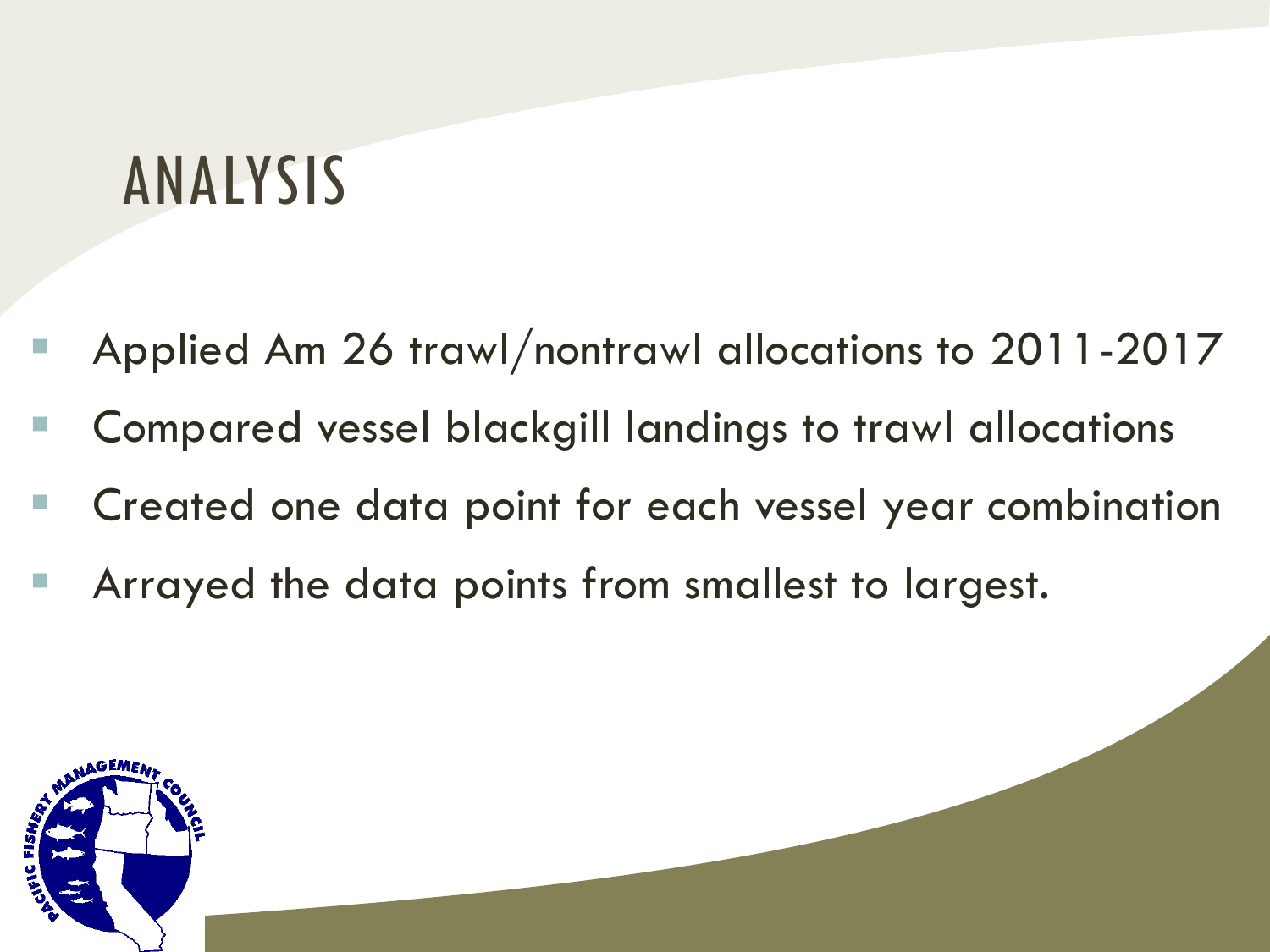# ANALYSIS

- Applied Am 26 trawl/nontrawl allocations to 2011-2017
- Compared vessel blackgill landings to trawl allocations
- Created one data point for each vessel year combination
- Arrayed the data points from smallest to largest.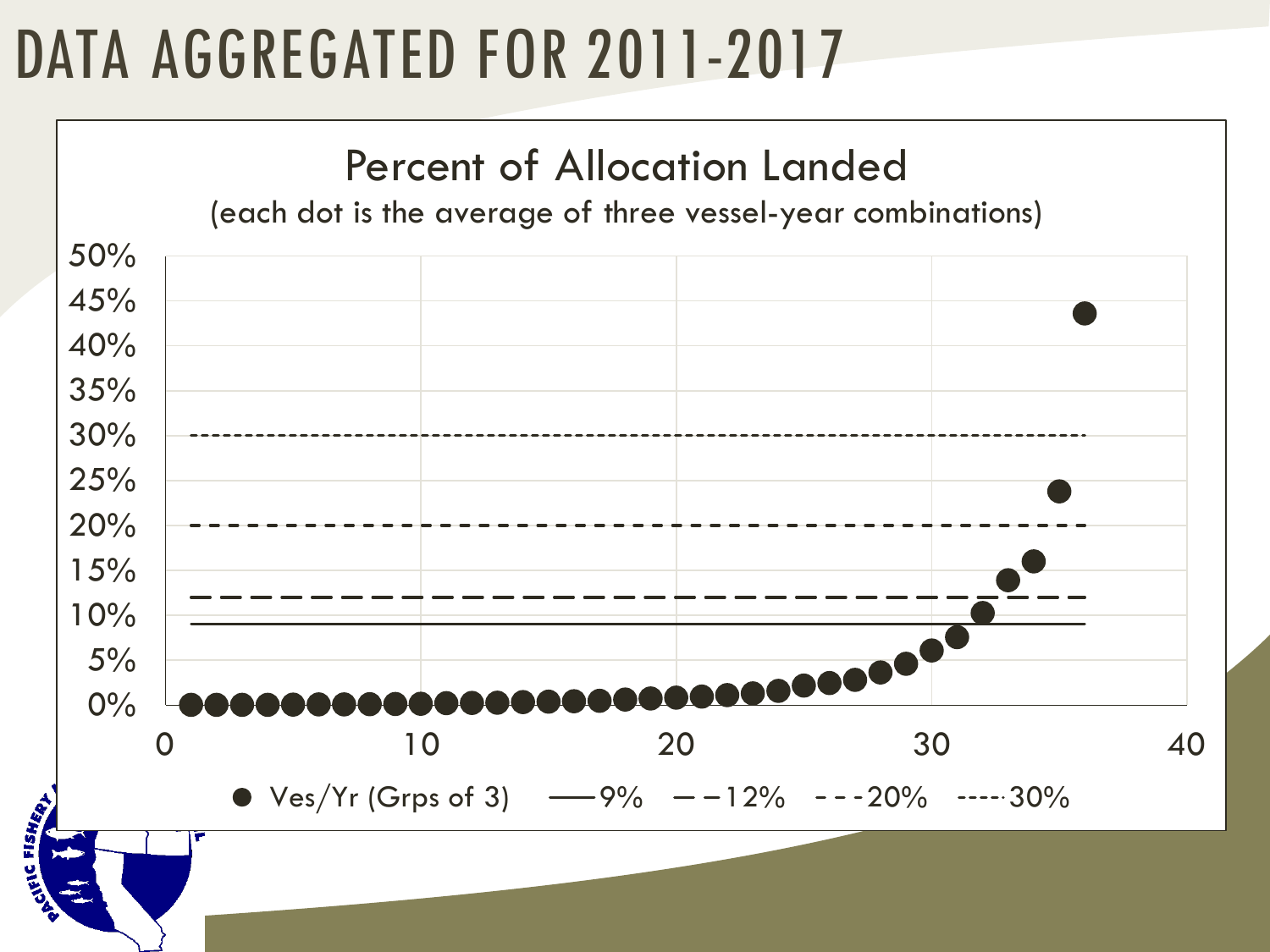# DATA AGGREGATED FOR 2011-2017

## Percent of Allocation Landed

(each dot is the average of three vessel-year combinations)

50%
45%
40%
35%
30%
25%
20%
15%
10%
5%
0%

0 10 20 30 40

● Ves/Yr (Grps of 3) —— 9% – – 12% - - - 20% ----- 30%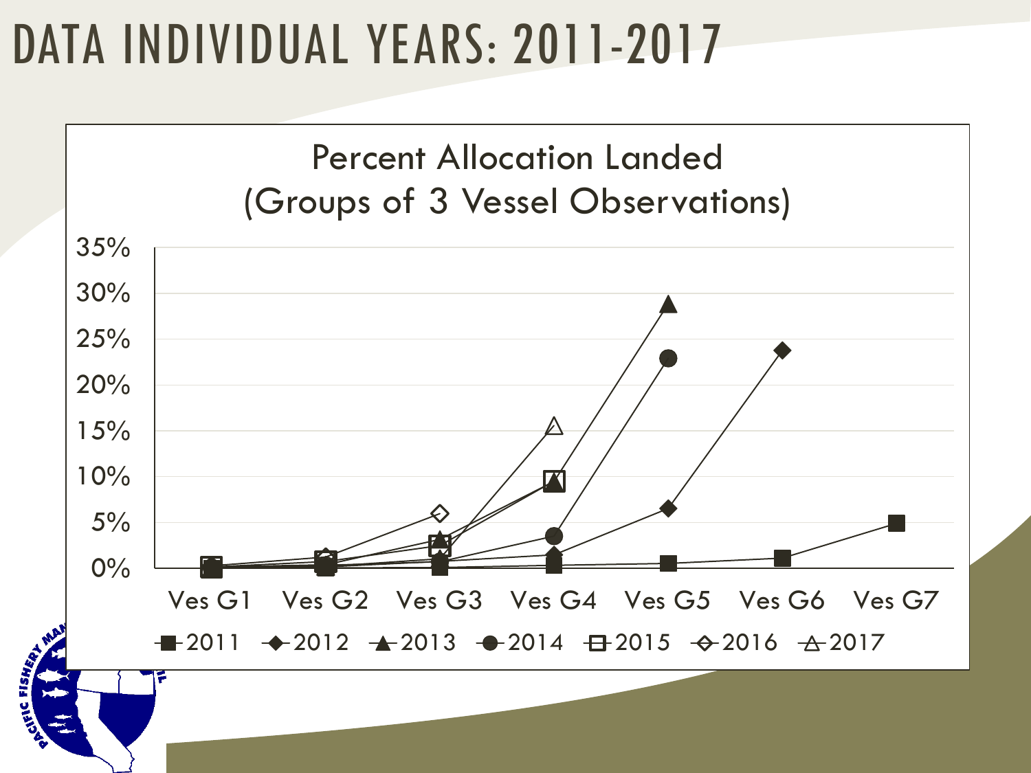# DATA INDIVIDUAL YEARS: 2011-2017

Percent Allocation Landed
(Groups of 3 Vessel Observations)

35%
30%
25%
20%
15%
10%
5%
0%

Ves G1 Ves G2 Ves G3 Ves G4 Ves G5 Ves G6 Ves G7

2011 2012 2013 2014 2015 2016 2017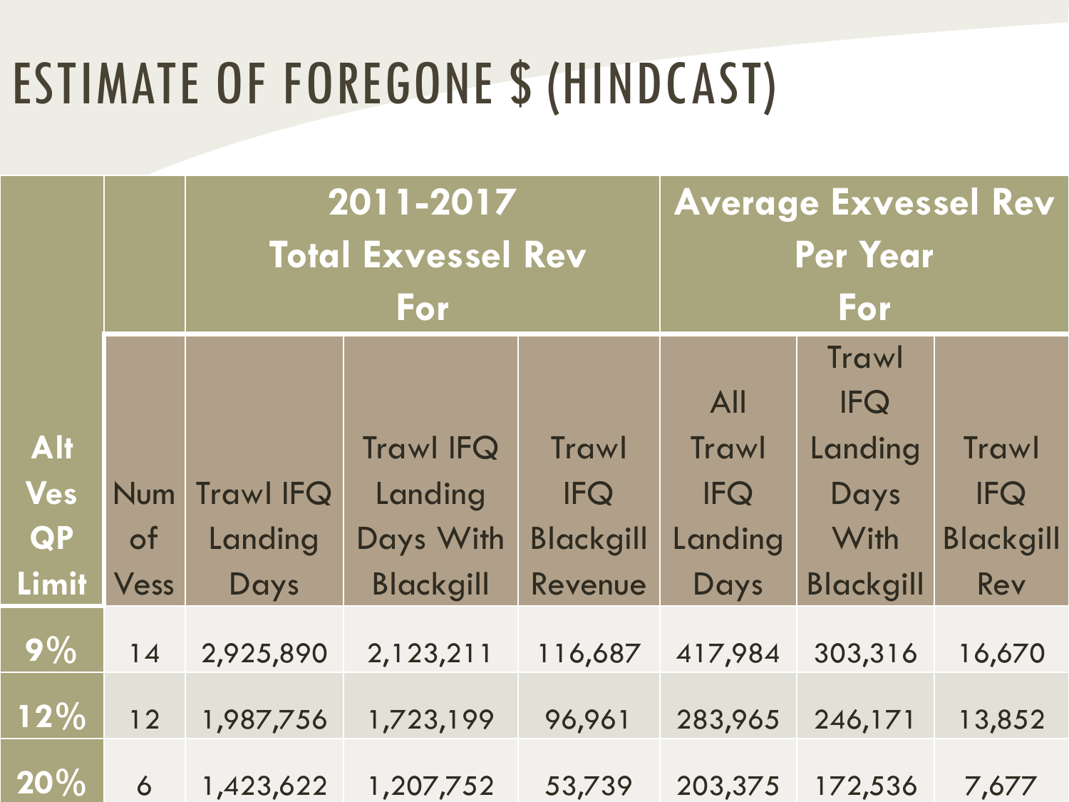# ESTIMATE OF FOREGONE $ (HINDCAST)

| | | 2011-2017 Total Exvessel Rev For | | | Average Exvessel Rev Per Year For | | |
|---|---|---|---|---|---|---|---|
| **Alt Ves QP Limit** | Num of Vess | Trawl IFQ Landing Days | Trawl IFQ Landing Days With Blackgill | Trawl IFQ Blackgill Revenue | All Trawl IFQ Landing Days | Trawl IFQ Landing Days With Blackgill | Trawl IFQ Blackgill Rev |
| **9%** | 14 | 2,925,890 | 2,123,211 | 116,687 | 417,984 | 303,316 | 16,670 |
| **12%** | 12 | 1,987,756 | 1,723,199 | 96,961 | 283,965 | 246,171 | 13,852 |
| **20%** | 6 | 1,423,622 | 1,207,752 | 53,739 | 203,375 | 172,536 | 7,677 |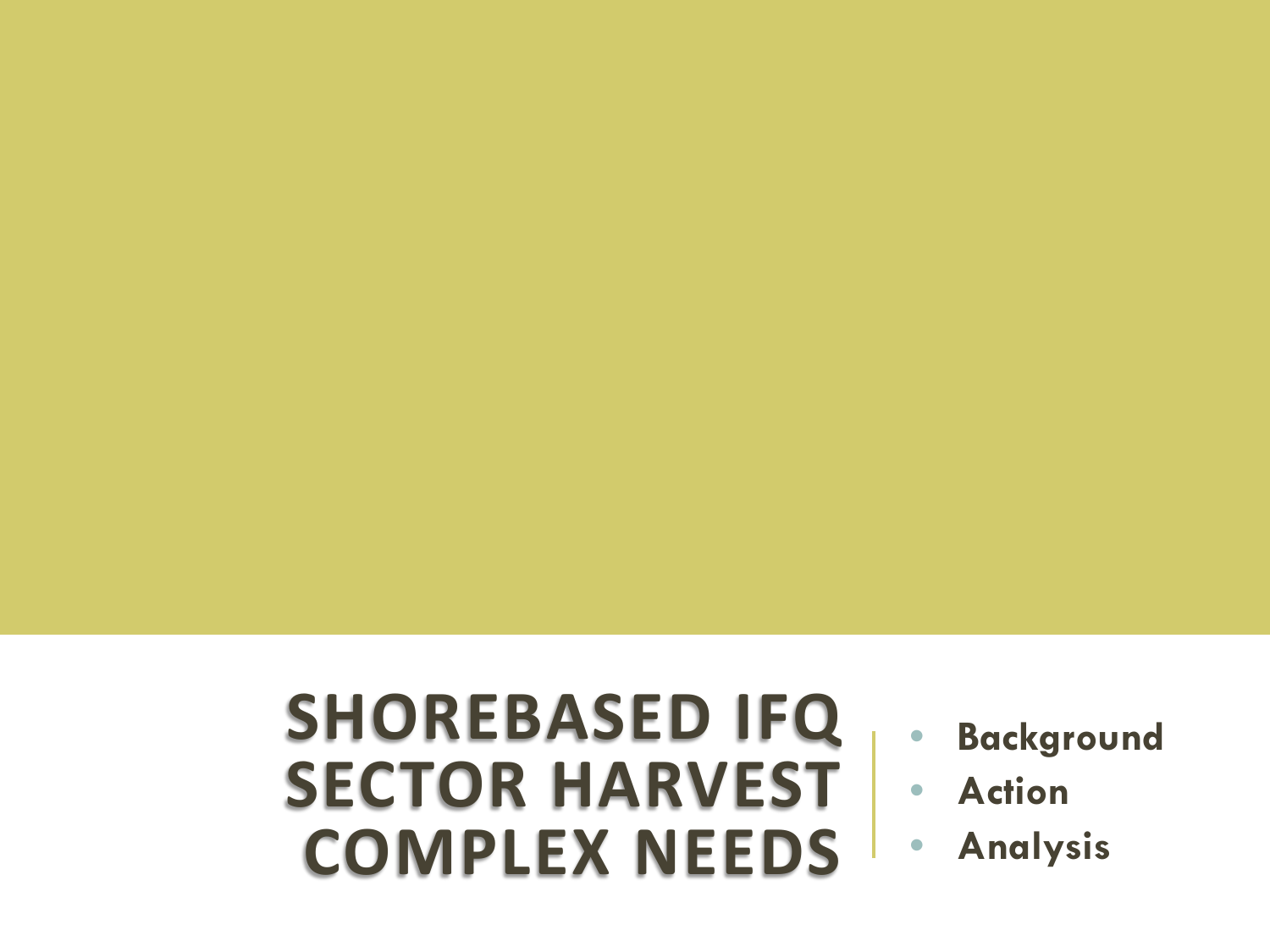# SHOREBASED IFQ SECTOR HARVEST COMPLEX NEEDS

- Background
- Action
- Analysis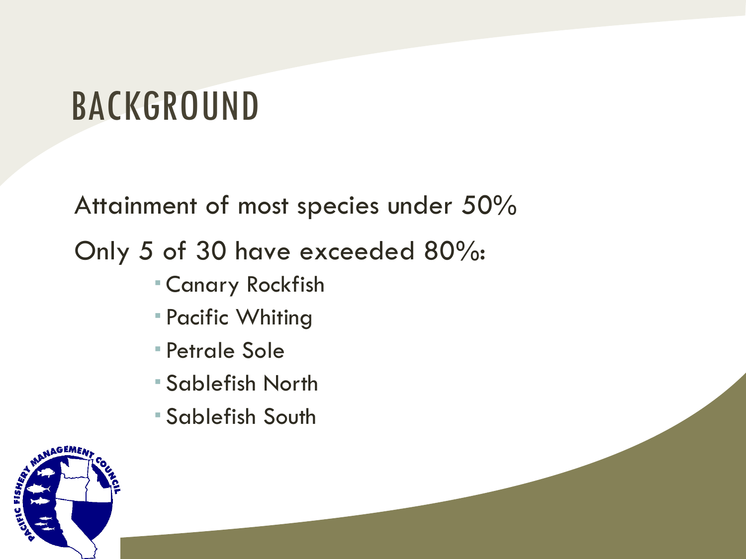# BACKGROUND

Attainment of most species under 50%

Only 5 of 30 have exceeded 80%:

- Canary Rockfish
- Pacific Whiting
- Petrale Sole
- Sablefish North
- Sablefish South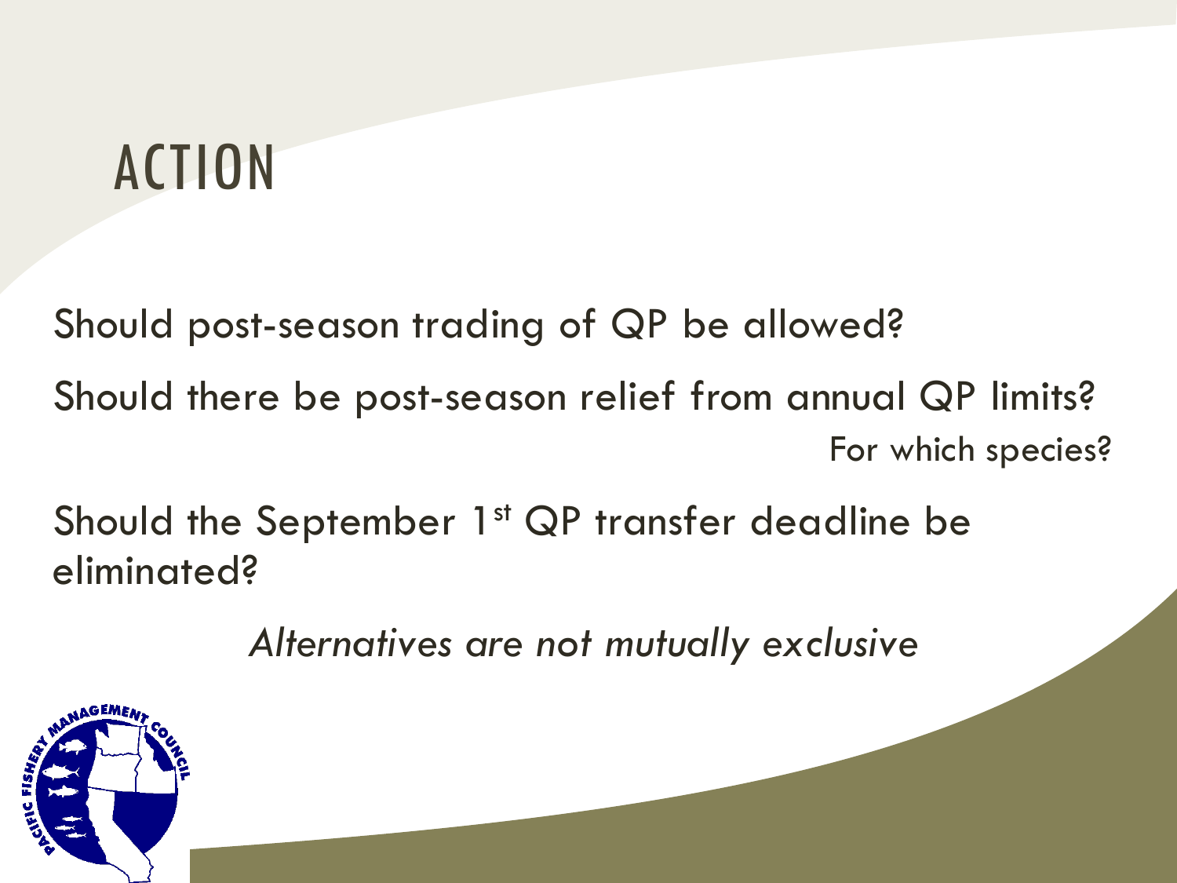# ACTION

Should post-season trading of QP be allowed?

Should there be post-season relief from annual QP limits?

For which species?

Should the September 1st QP transfer deadline be eliminated?

*Alternatives are not mutually exclusive*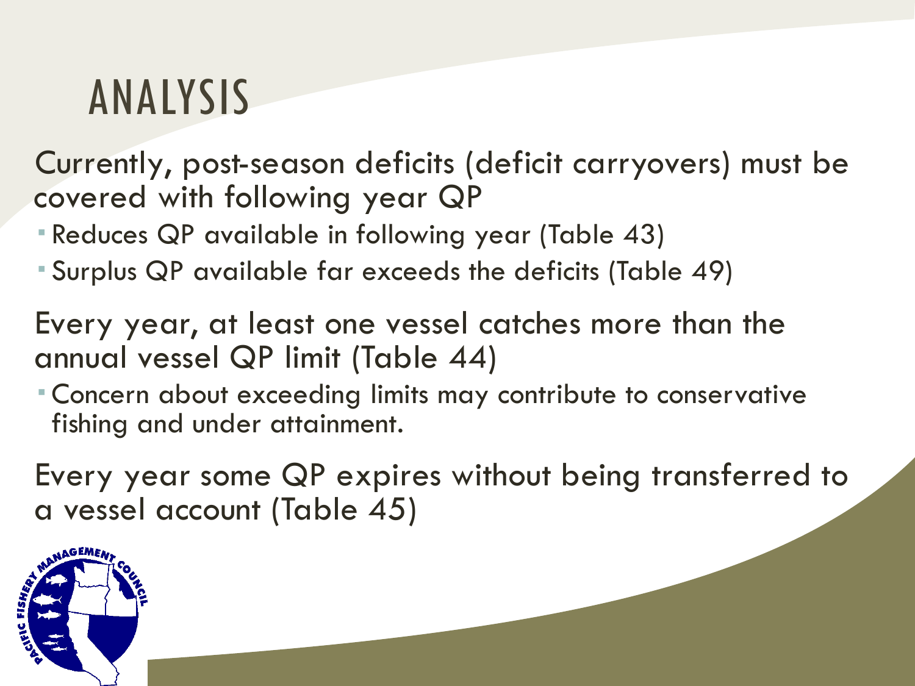# ANALYSIS

Currently, post-season deficits (deficit carryovers) must be covered with following year QP

- Reduces QP available in following year (Table 43)
- Surplus QP available far exceeds the deficits (Table 49)

Every year, at least one vessel catches more than the annual vessel QP limit (Table 44)

- Concern about exceeding limits may contribute to conservative fishing and under attainment.

Every year some QP expires without being transferred to a vessel account (Table 45)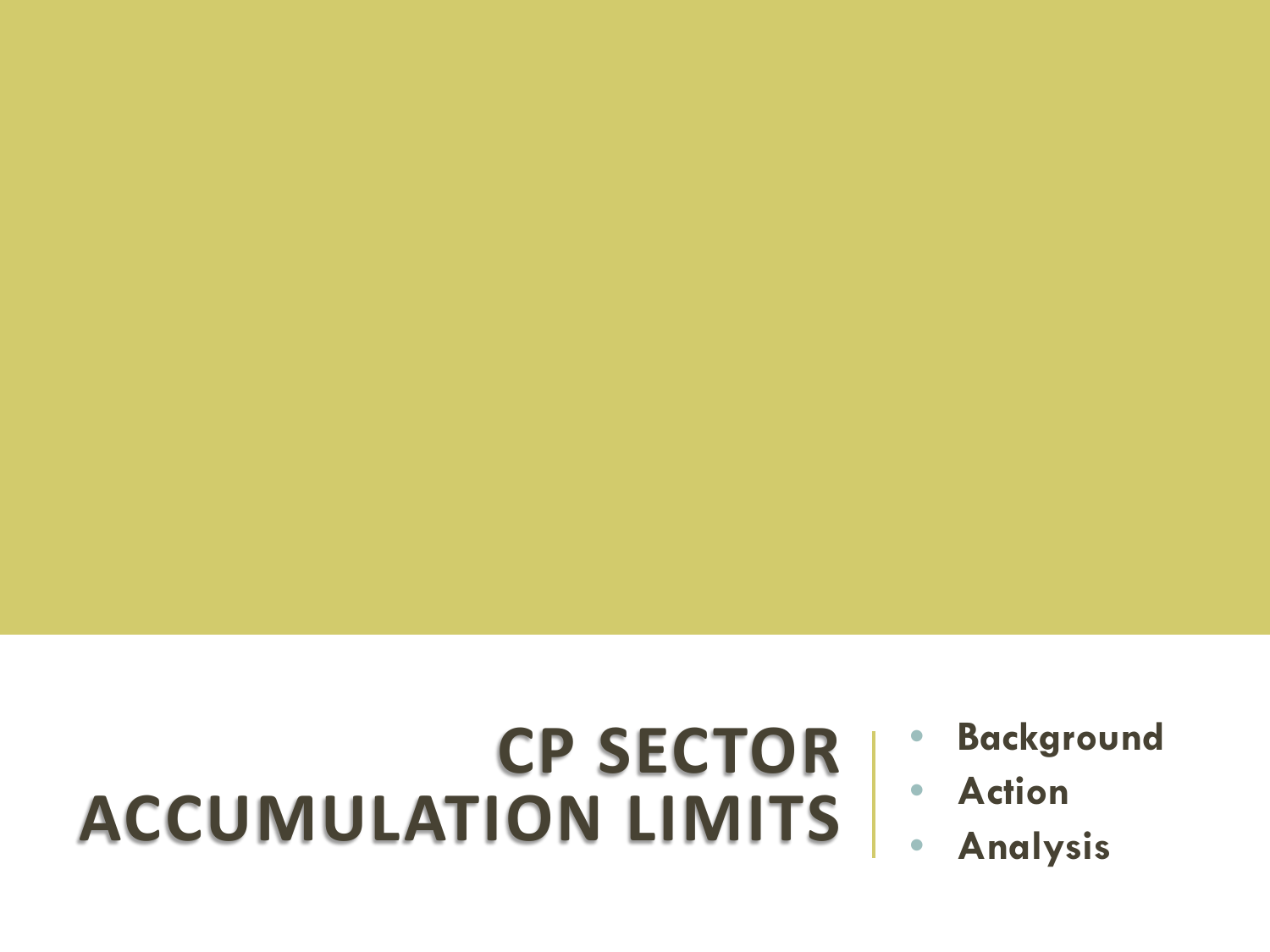# CP SECTOR ACCUMULATION LIMITS

- **Background**
- **Action**
- **Analysis**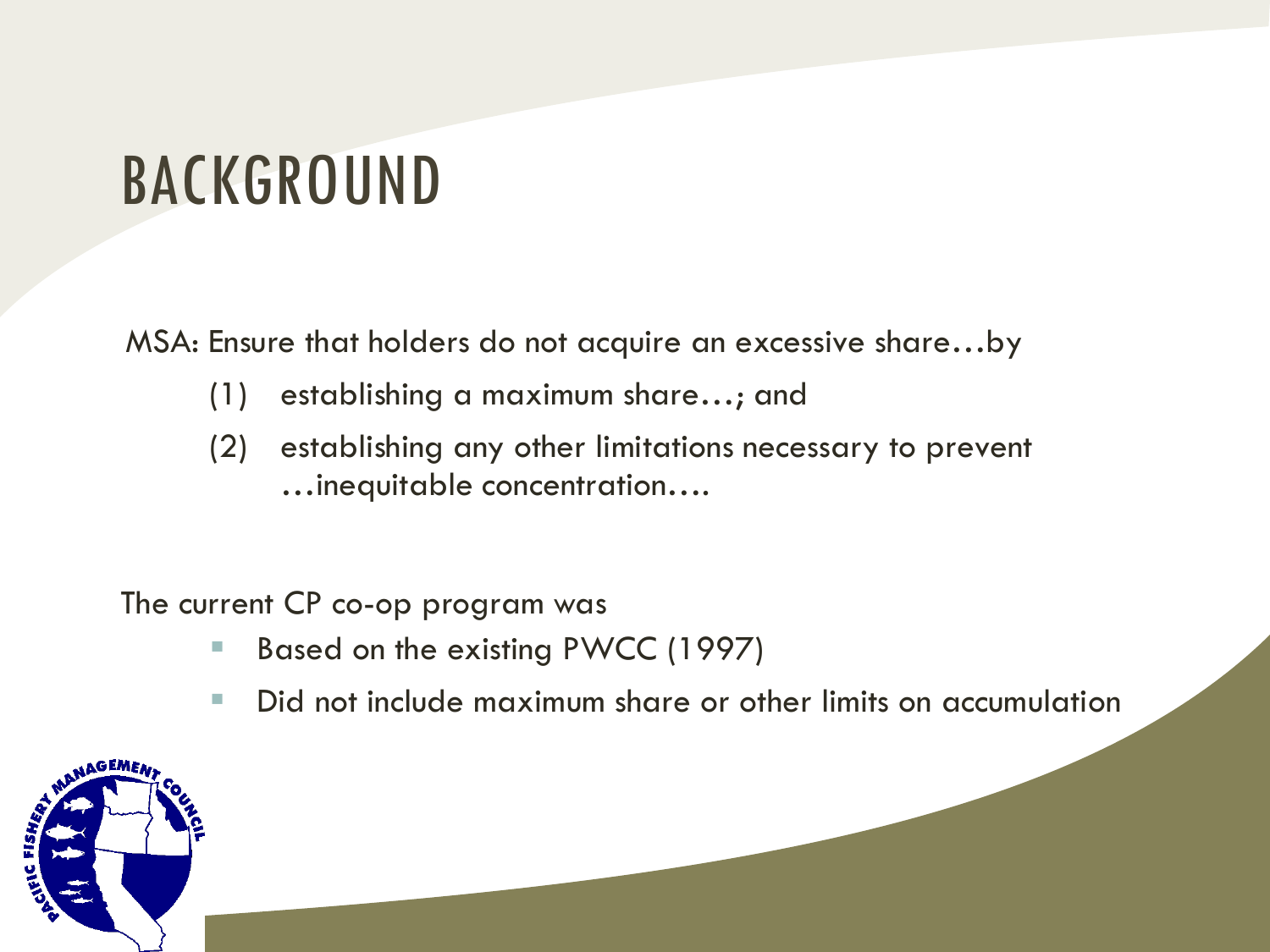# BACKGROUND

MSA: Ensure that holders do not acquire an excessive share…by

(1) establishing a maximum share…; and

(2) establishing any other limitations necessary to prevent …inequitable concentration….

The current CP co-op program was

- Based on the existing PWCC (1997)
- Did not include maximum share or other limits on accumulation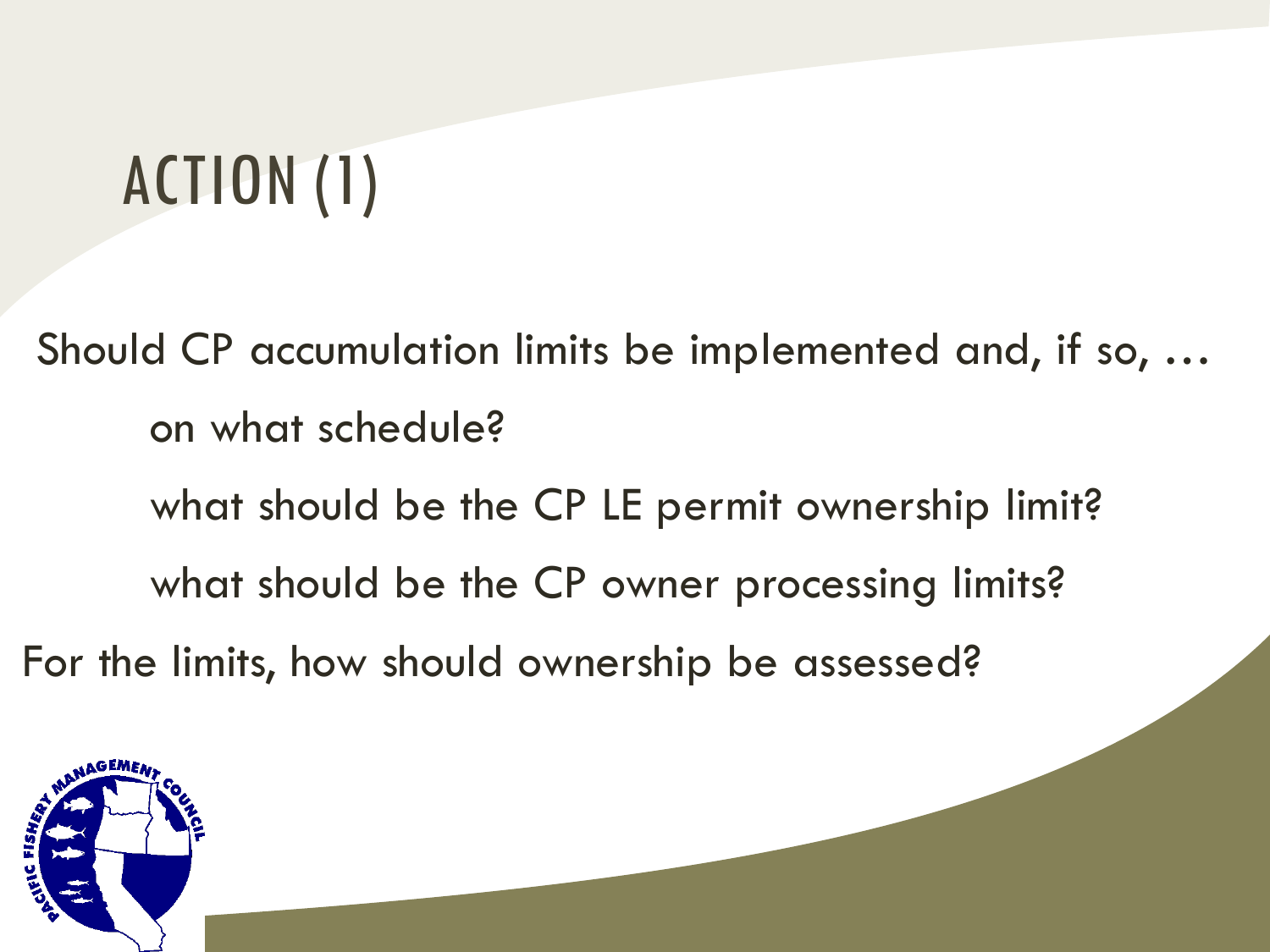# ACTION (1)

Should CP accumulation limits be implemented and, if so, …

- on what schedule?
- what should be the CP LE permit ownership limit?
- what should be the CP owner processing limits?

For the limits, how should ownership be assessed?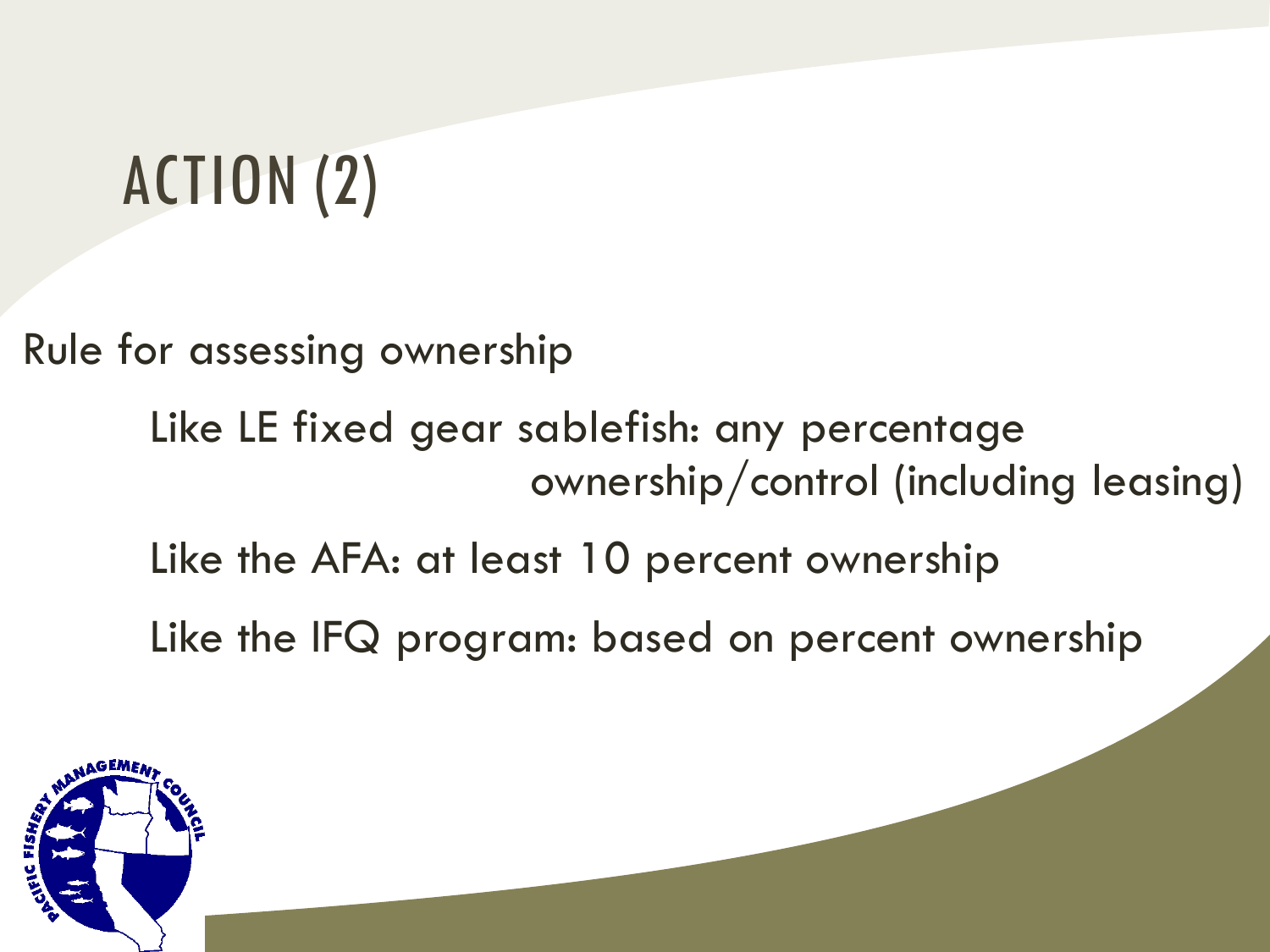# ACTION (2)

Rule for assessing ownership

- Like LE fixed gear sablefish: any percentage ownership/control (including leasing)
- Like the AFA: at least 10 percent ownership
- Like the IFQ program: based on percent ownership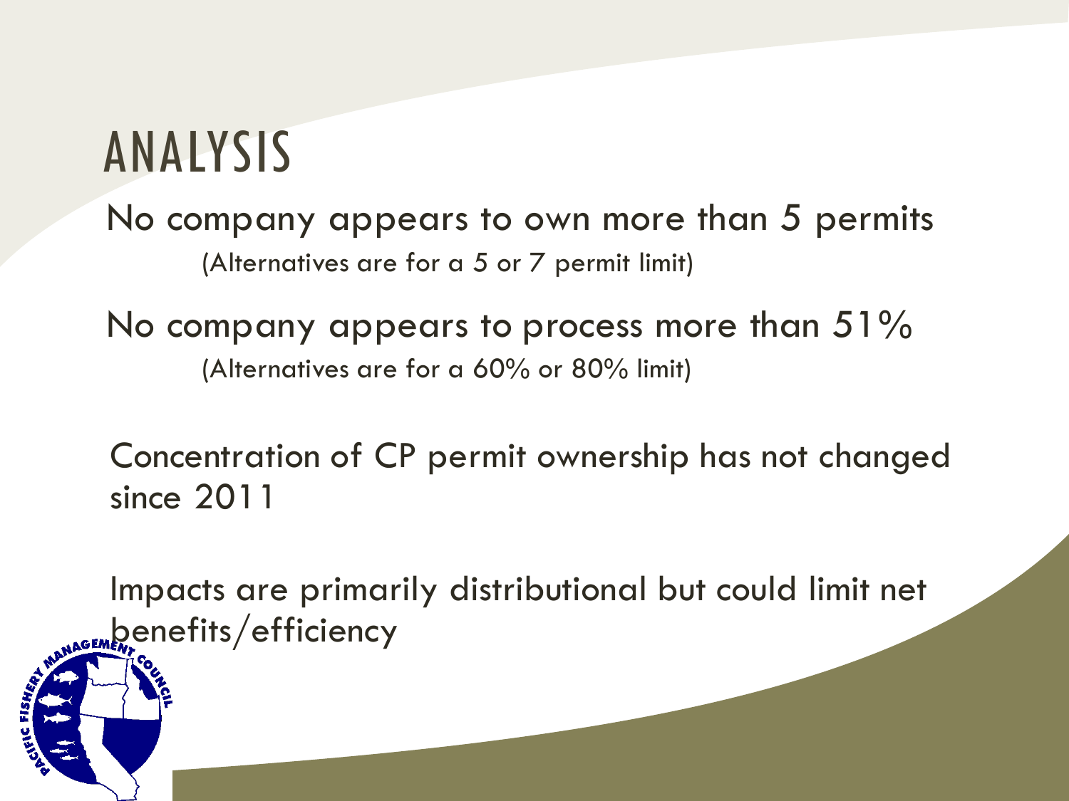# ANALYSIS

No company appears to own more than 5 permits

(Alternatives are for a 5 or 7 permit limit)

No company appears to process more than 51%

(Alternatives are for a 60% or 80% limit)

Concentration of CP permit ownership has not changed since 2011

Impacts are primarily distributional but could limit net benefits/efficiency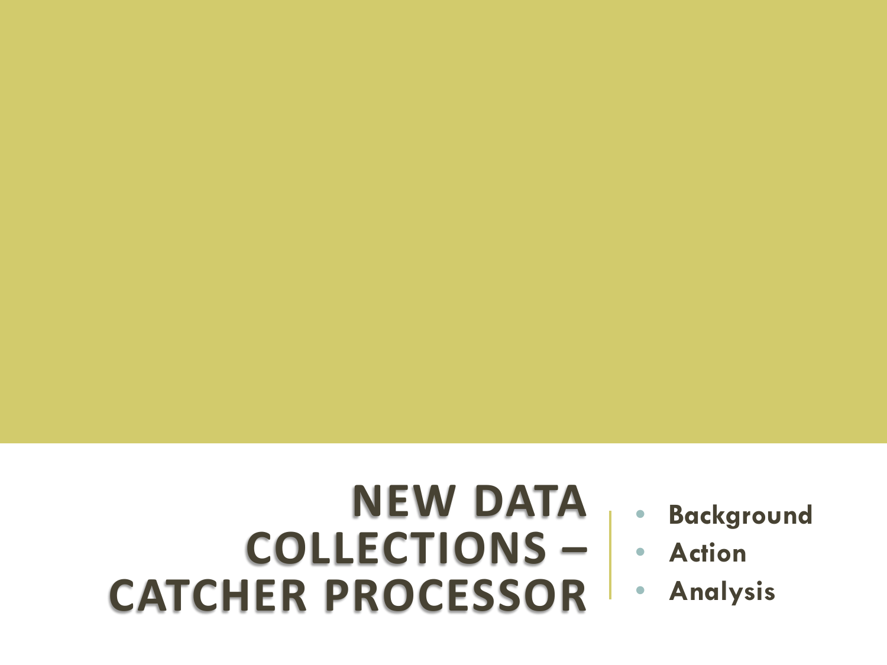# NEW DATA COLLECTIONS – CATCHER PROCESSOR

- **Background**
- **Action**
- **Analysis**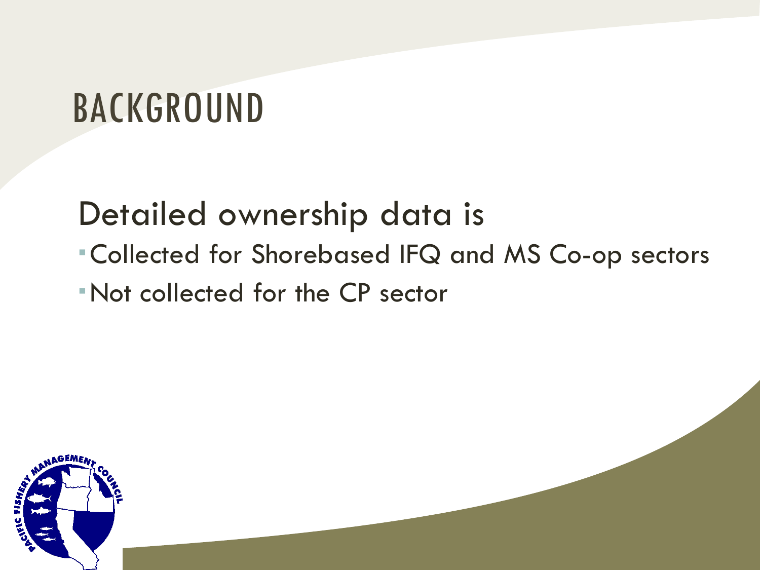# BACKGROUND

Detailed ownership data is

- Collected for Shorebased IFQ and MS Co-op sectors
- Not collected for the CP sector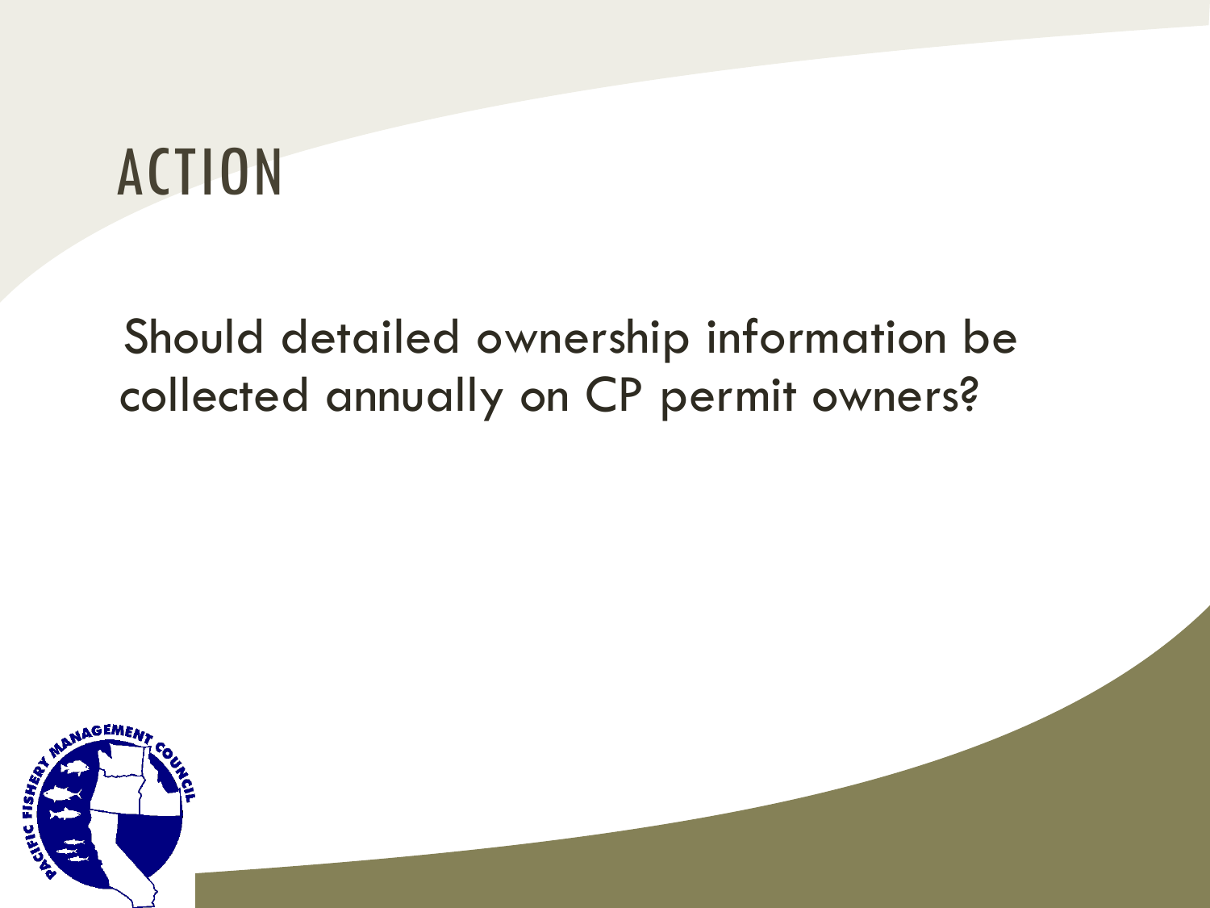# ACTION

Should detailed ownership information be collected annually on CP permit owners?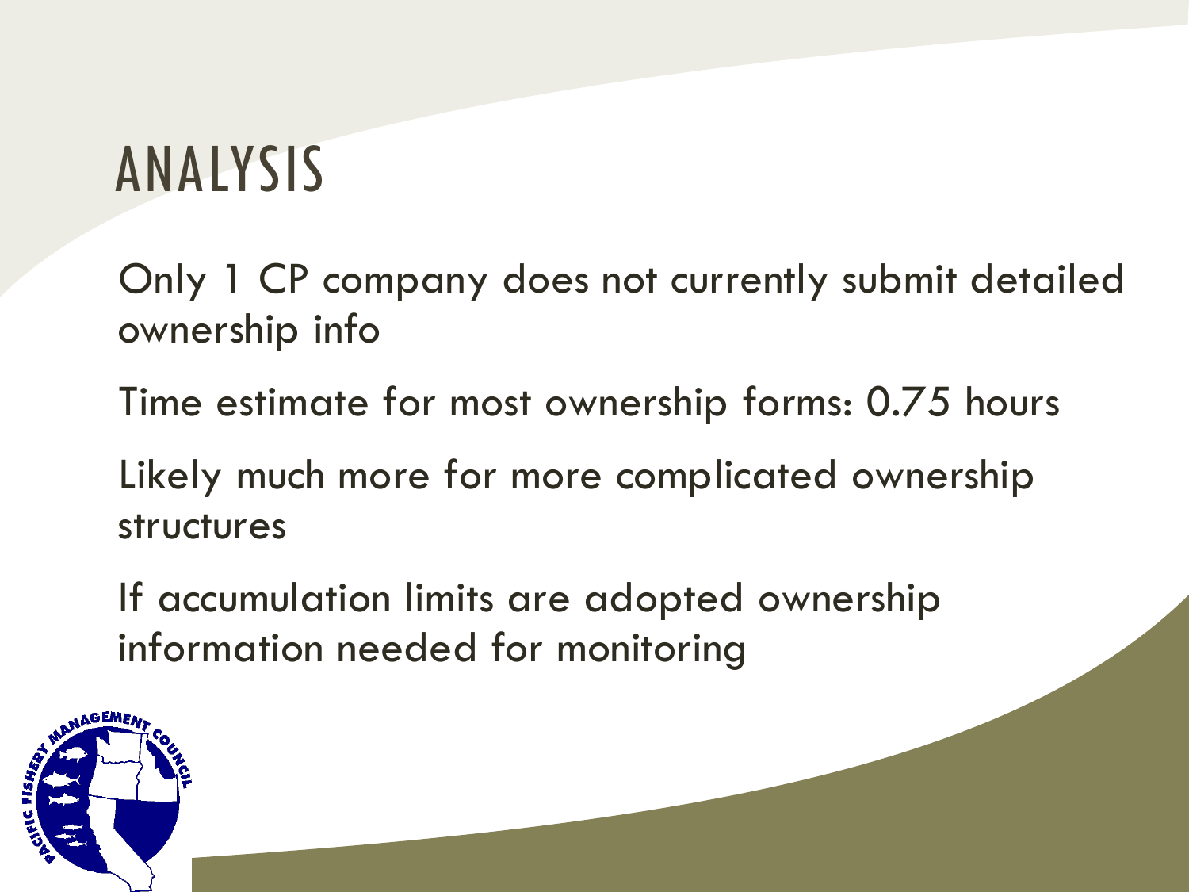# ANALYSIS

Only 1 CP company does not currently submit detailed ownership info

Time estimate for most ownership forms: 0.75 hours

Likely much more for more complicated ownership structures

If accumulation limits are adopted ownership information needed for monitoring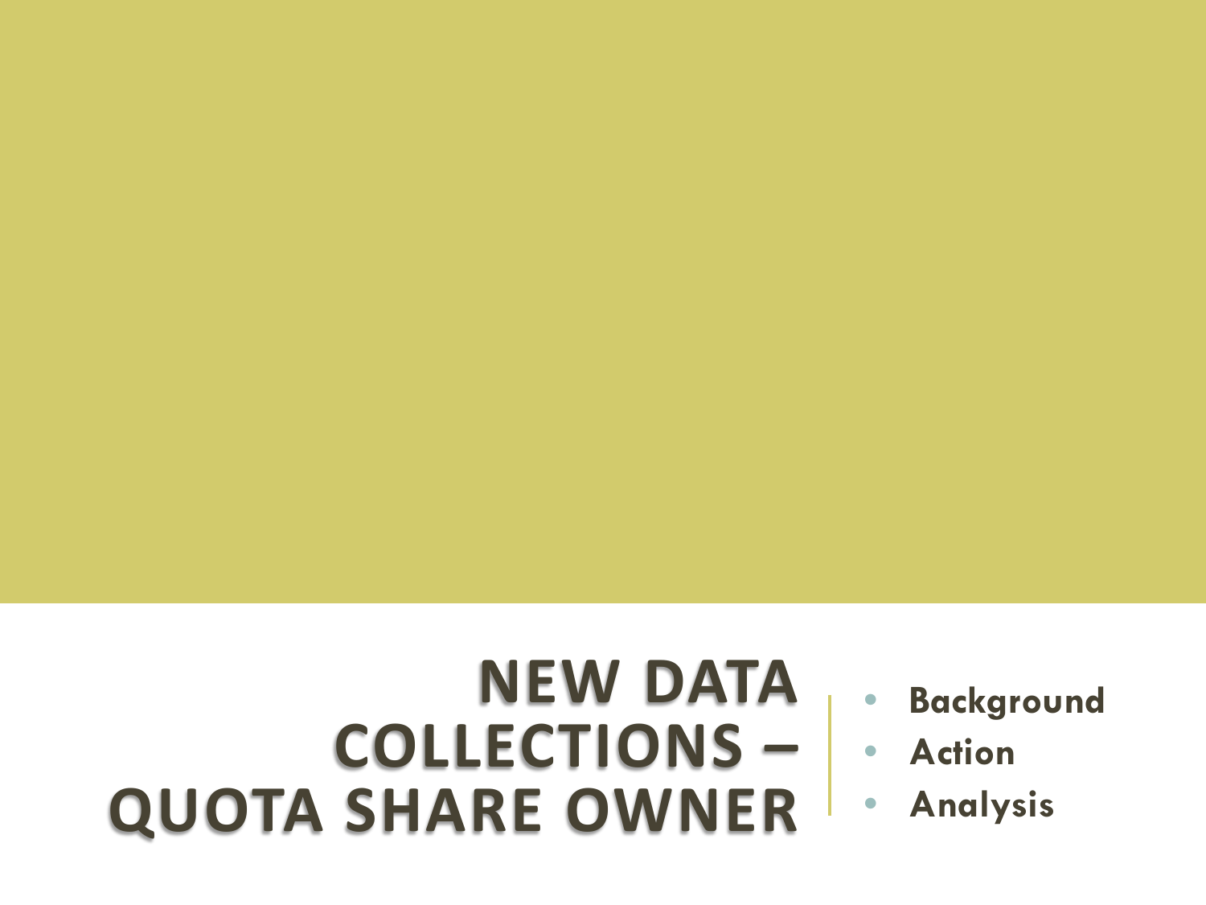# NEW DATA COLLECTIONS – QUOTA SHARE OWNER

- **Background**
- **Action**
- **Analysis**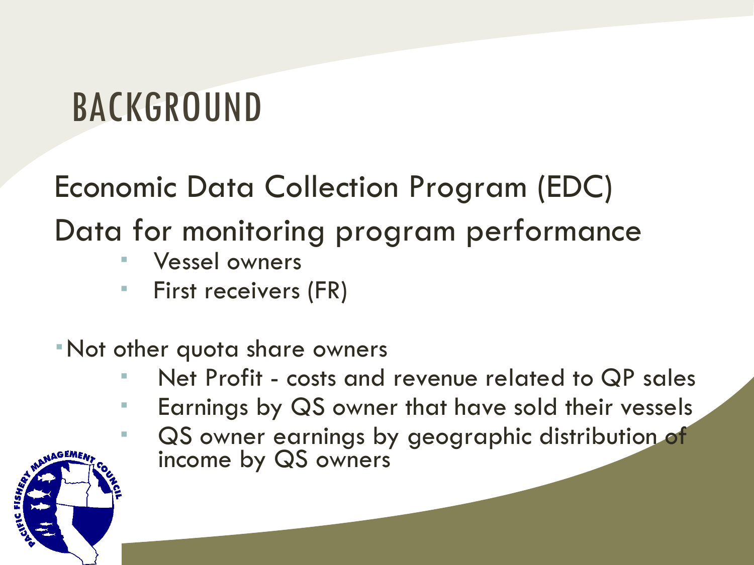# BACKGROUND

Economic Data Collection Program (EDC)

Data for monitoring program performance

- Vessel owners
- First receivers (FR)

- Not other quota share owners
  - Net Profit - costs and revenue related to QP sales
  - Earnings by QS owner that have sold their vessels
  - QS owner earnings by geographic distribution of income by QS owners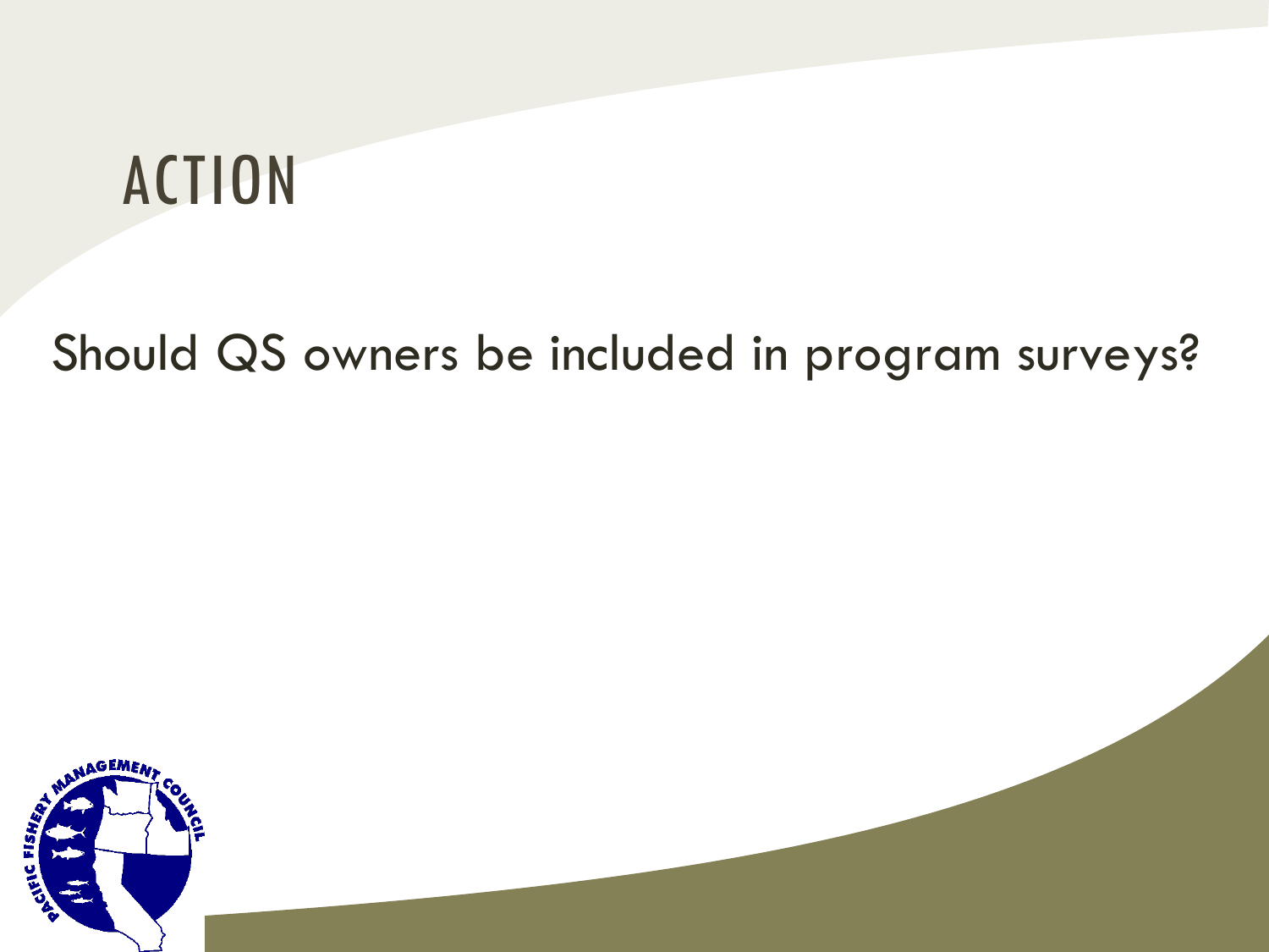# ACTION

Should QS owners be included in program surveys?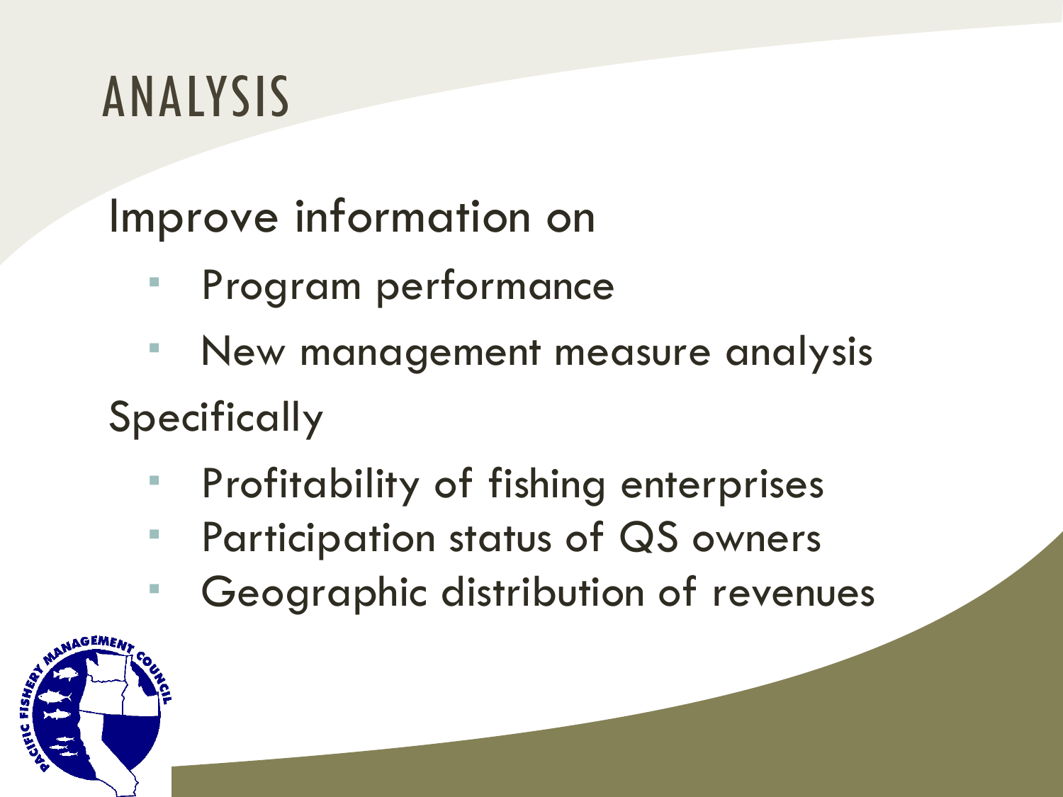# ANALYSIS

Improve information on

- Program performance
- New management measure analysis

Specifically

- Profitability of fishing enterprises
- Participation status of QS owners
- Geographic distribution of revenues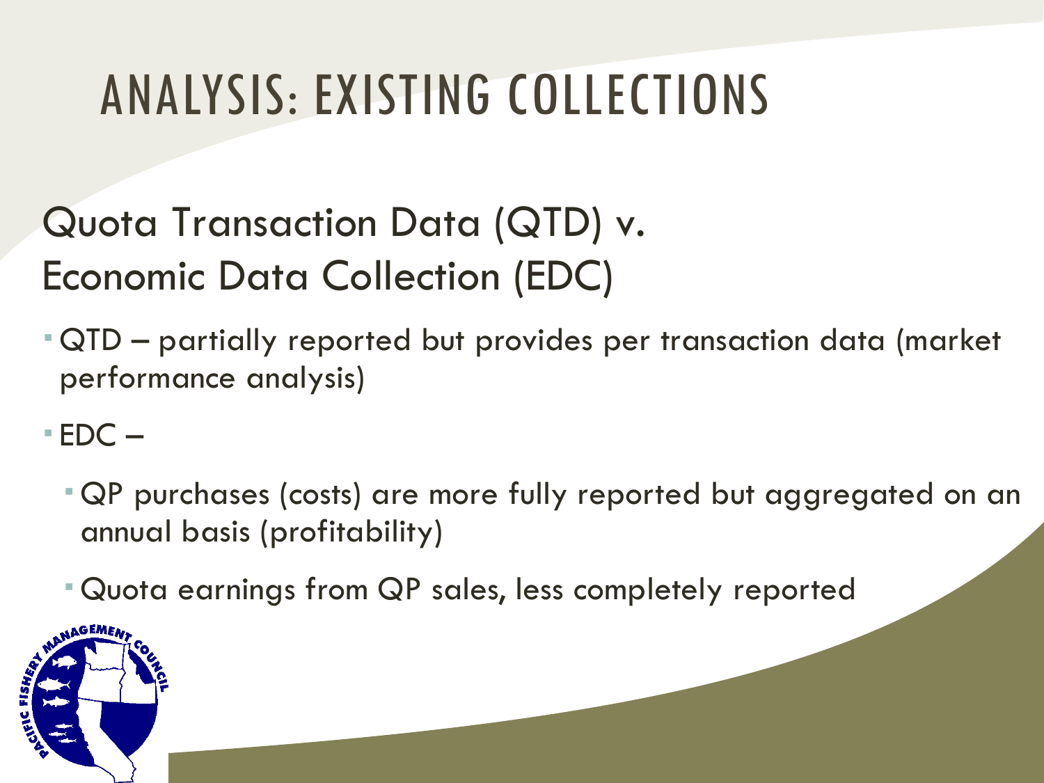# ANALYSIS: EXISTING COLLECTIONS

## Quota Transaction Data (QTD) v. Economic Data Collection (EDC)

- QTD – partially reported but provides per transaction data (market performance analysis)
- EDC –
  - QP purchases (costs) are more fully reported but aggregated on an annual basis (profitability)
  - Quota earnings from QP sales, less completely reported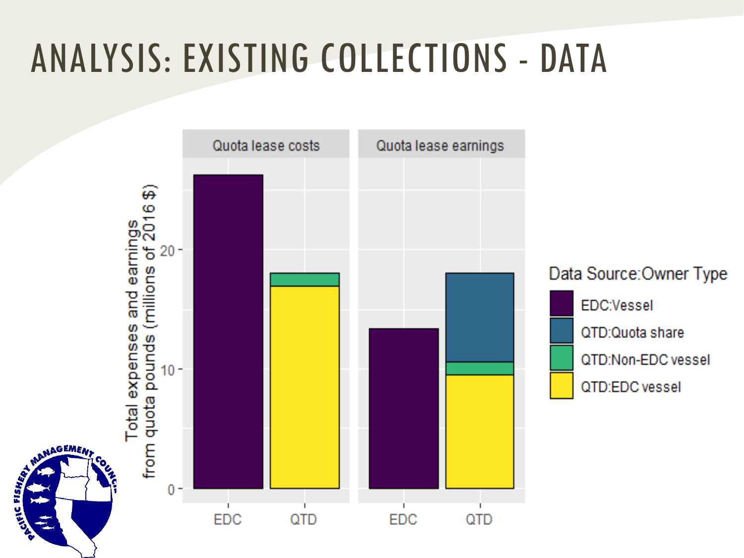# ANALYSIS: EXISTING COLLECTIONS - DATA

Quota lease costs | Quota lease earnings

Total expenses and earnings from quota pounds (millions of 2016 $)

0, 10, 20

EDC, QTD, EDC, QTD

Data Source:Owner Type

- EDC:Vessel
- QTD:Quota share
- QTD:Non-EDC vessel
- QTD:EDC vessel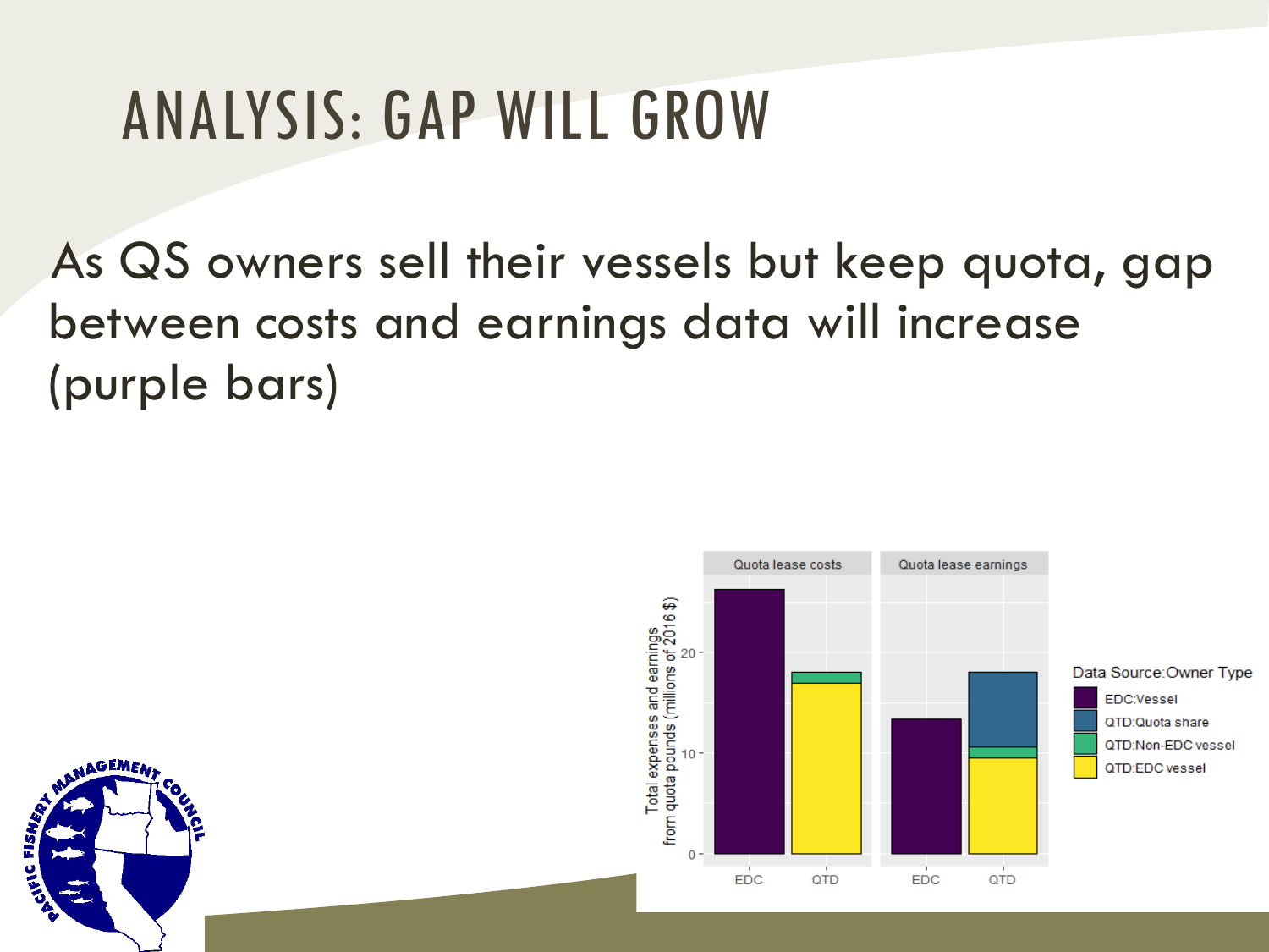# ANALYSIS: GAP WILL GROW

As QS owners sell their vessels but keep quota, gap between costs and earnings data will increase (purple bars)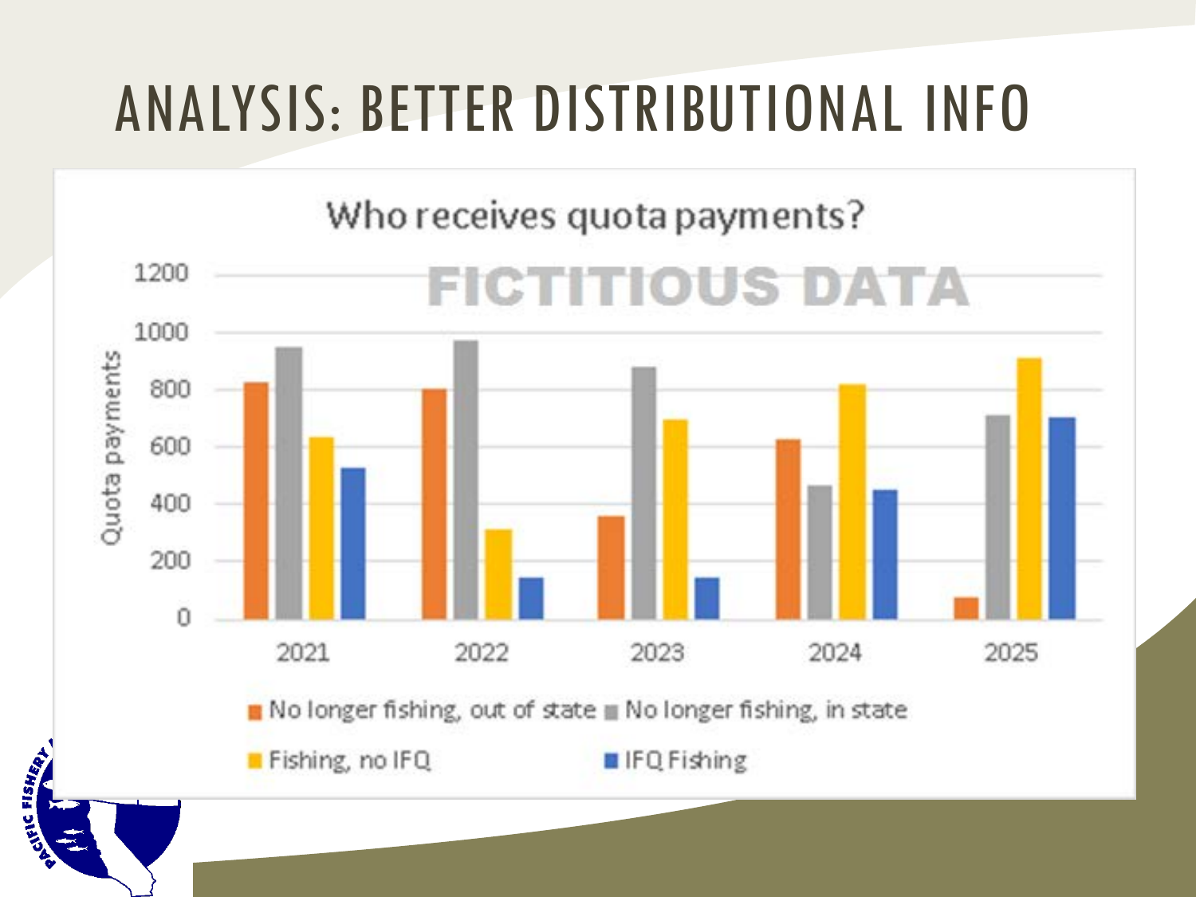# ANALYSIS: BETTER DISTRIBUTIONAL INFO

**Who receives quota payments?**

FICTITIOUS DATA

Quota payments

| Year | No longer fishing, out of state | No longer fishing, in state | Fishing, no IFQ | IFQ Fishing |
|---|---|---|---|---|
| 2021 | ~825 | ~950 | ~635 | ~525 |
| 2022 | ~800 | ~975 | ~310 | ~145 |
| 2023 | ~355 | ~880 | ~695 | ~145 |
| 2024 | ~625 | ~465 | ~820 | ~450 |
| 2025 | ~75 | ~710 | ~910 | ~700 |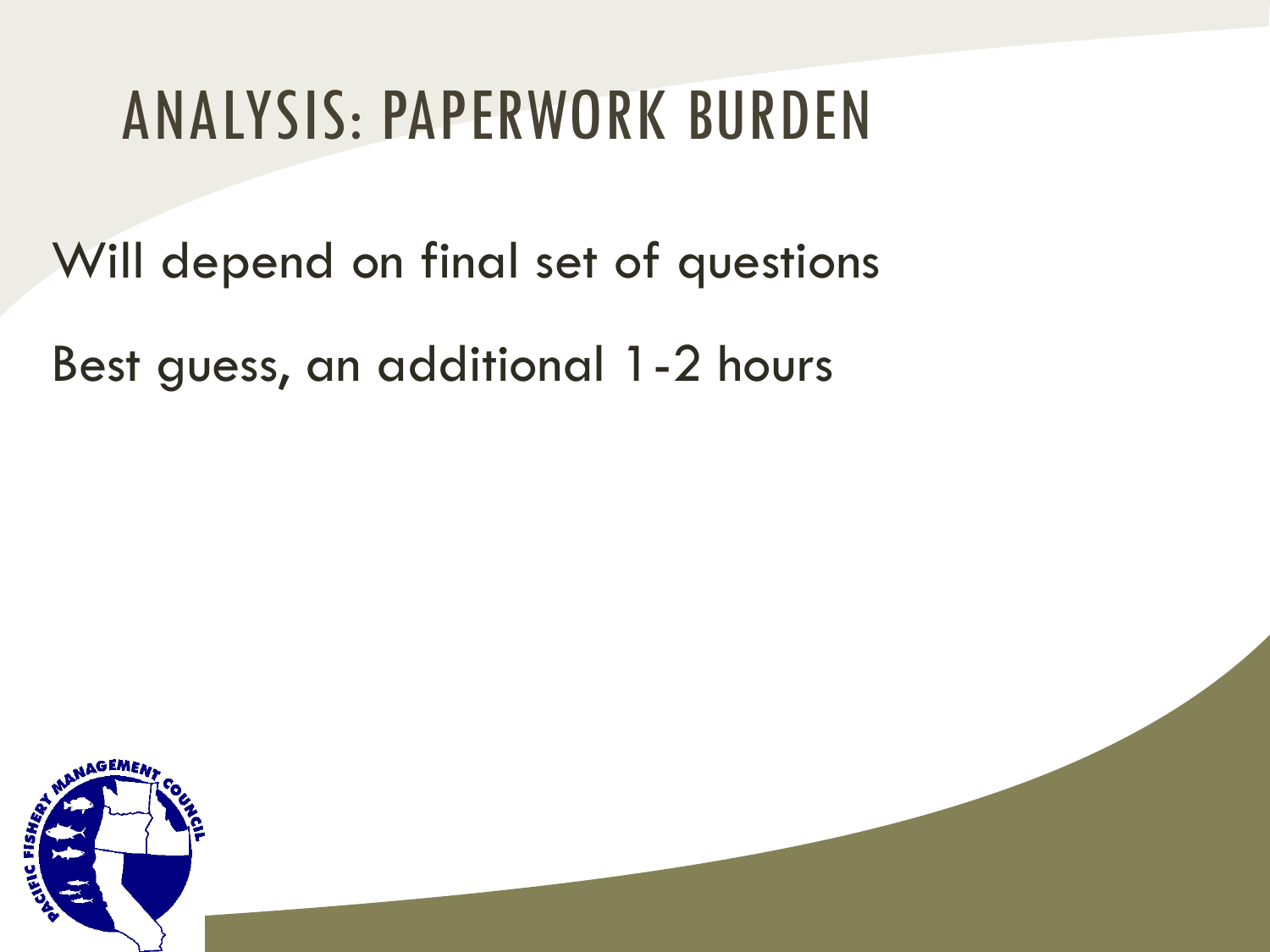# ANALYSIS: PAPERWORK BURDEN

Will depend on final set of questions

Best guess, an additional 1-2 hours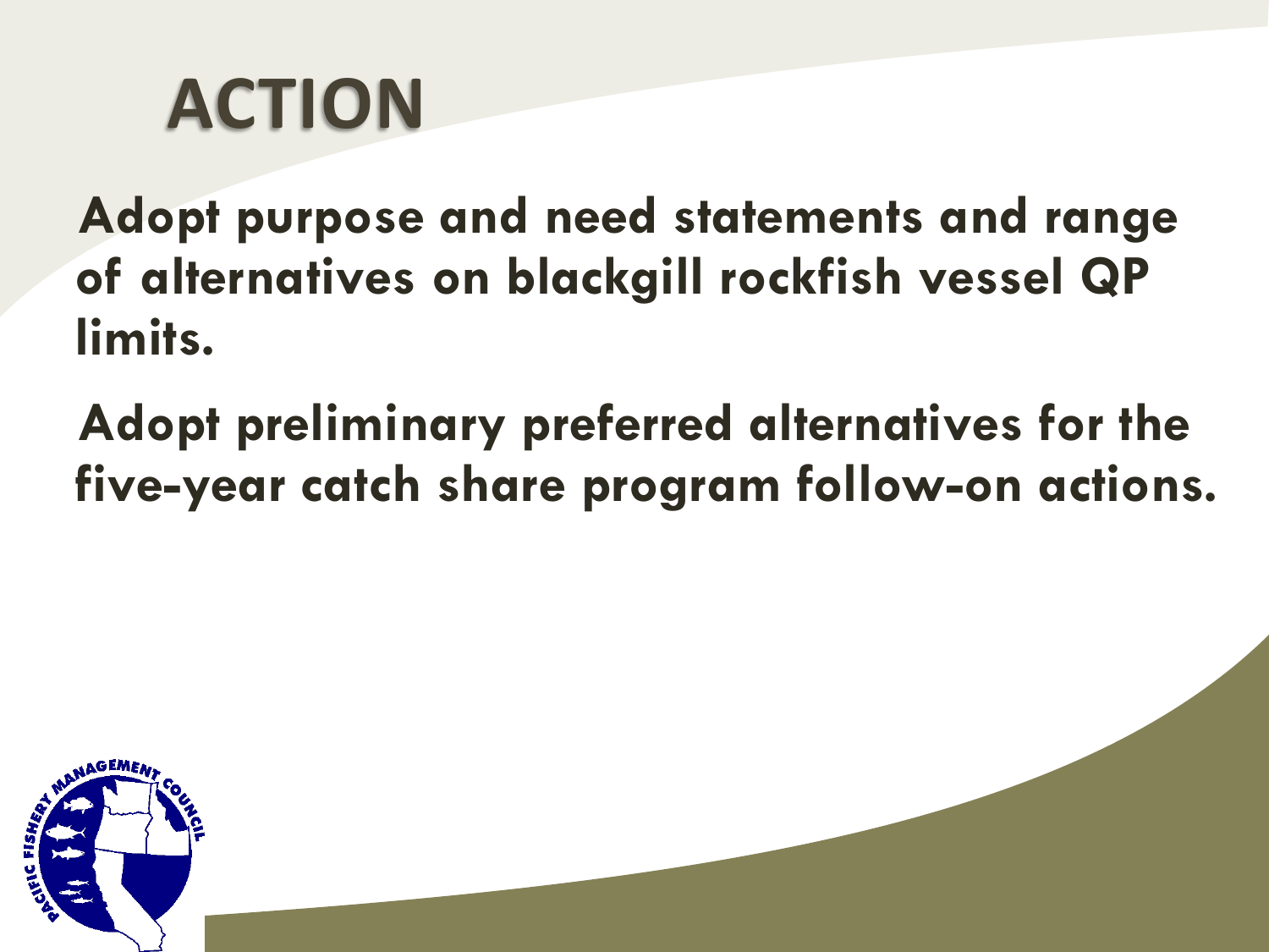# ACTION

**Adopt purpose and need statements and range of alternatives on blackgill rockfish vessel QP limits.**

**Adopt preliminary preferred alternatives for the five-year catch share program follow-on actions.**